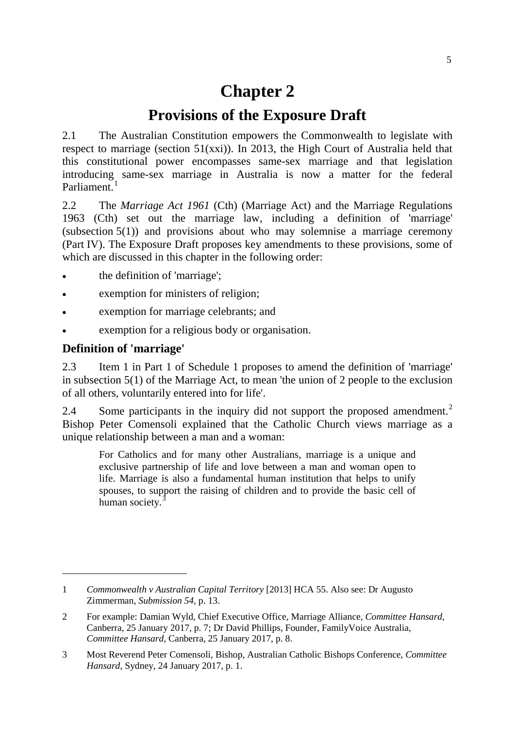# Chapter 2

## Provisions of the Exposure Draft

2.1 The Australian Constitution empowers the Commonwealth to legislate with respect to marriage (section 51(xxi)). In 2013, the High Court of Australia held that this constitutional power encompasses same-sex marriage and that legislation introducing same-sex marriage in Australia is now a matter for the federal Parliament.[1]

2.2 The *Marriage Act 1961* (Cth) (Marriage Act) and the Marriage Regulations 1963 (Cth) set out the marriage law, including a definition of 'marriage' (subsection 5(1)) and provisions about who may solemnise a marriage ceremony (Part IV). The Exposure Draft proposes key amendments to these provisions, some of which are discussed in this chapter in the following order:

- the definition of 'marriage';
- exemption for ministers of religion;
- exemption for marriage celebrants; and
- exemption for a religious body or organisation.

### Definition of 'marriage'

2.3 Item 1 in Part 1 of Schedule 1 proposes to amend the definition of 'marriage' in subsection 5(1) of the Marriage Act, to mean 'the union of 2 people to the exclusion of all others, voluntarily entered into for life'.

2.4 Some participants in the inquiry did not support the proposed amendment.[2] Bishop Peter Comensoli explained that the Catholic Church views marriage as a unique relationship between a man and a woman:

> For Catholics and for many other Australians, marriage is a unique and exclusive partnership of life and love between a man and woman open to life. Marriage is also a fundamental human institution that helps to unify spouses, to support the raising of children and to provide the basic cell of human society.[3]

---

1 *Commonwealth v Australian Capital Territory* [2013] HCA 55. Also see: Dr Augusto Zimmerman, *Submission 54*, p. 13.

2 For example: Damian Wyld, Chief Executive Office, Marriage Alliance, *Committee Hansard*, Canberra, 25 January 2017, p. 7; Dr David Phillips, Founder, FamilyVoice Australia, *Committee Hansard*, Canberra, 25 January 2017, p. 8.

3 Most Reverend Peter Comensoli, Bishop, Australian Catholic Bishops Conference, *Committee Hansard*, Sydney, 24 January 2017, p. 1.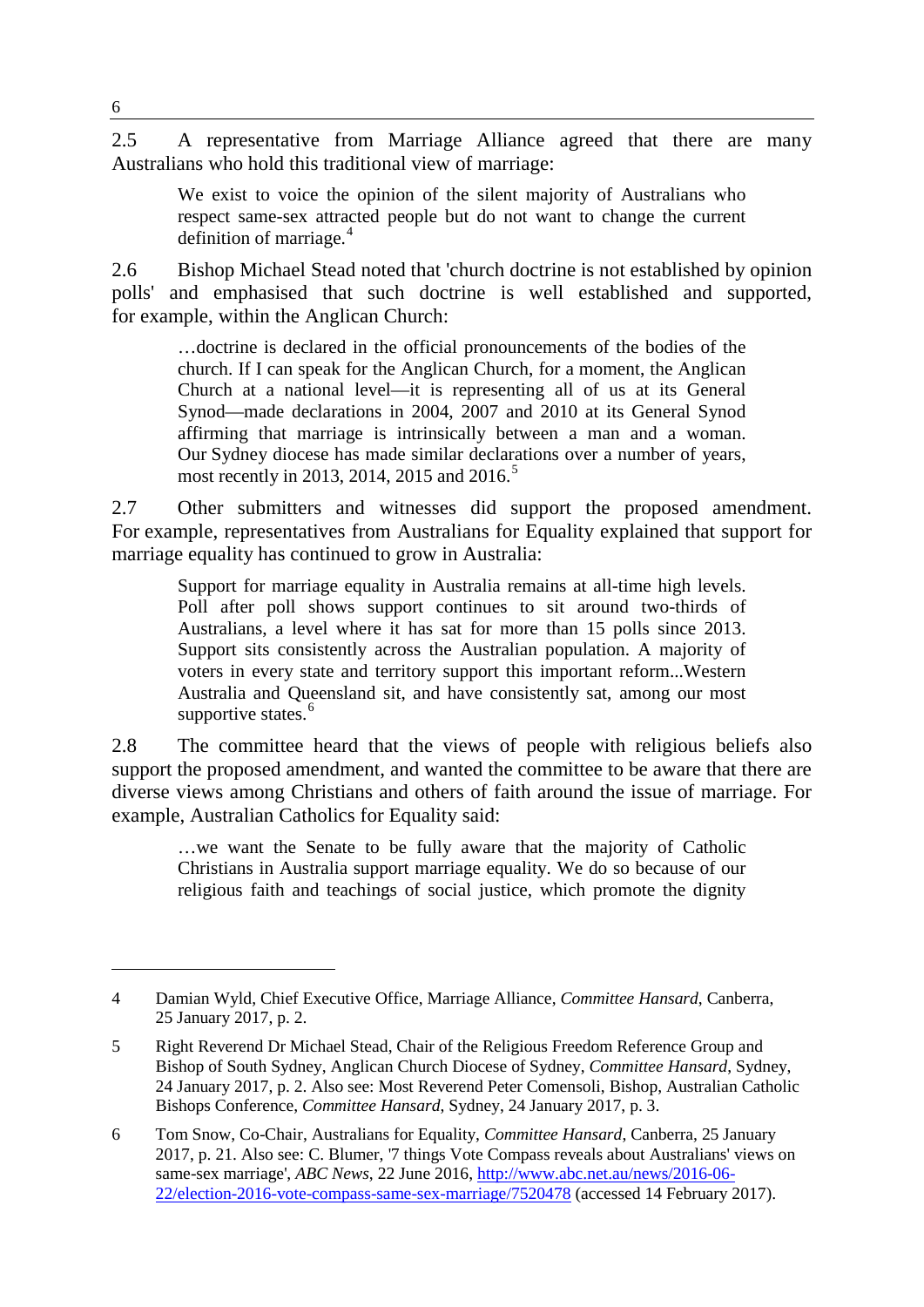2.5 A representative from Marriage Alliance agreed that there are many Australians who hold this traditional view of marriage:

> We exist to voice the opinion of the silent majority of Australians who respect same-sex attracted people but do not want to change the current definition of marriage.[4]

2.6 Bishop Michael Stead noted that 'church doctrine is not established by opinion polls' and emphasised that such doctrine is well established and supported, for example, within the Anglican Church:

> …doctrine is declared in the official pronouncements of the bodies of the church. If I can speak for the Anglican Church, for a moment, the Anglican Church at a national level—it is representing all of us at its General Synod—made declarations in 2004, 2007 and 2010 at its General Synod affirming that marriage is intrinsically between a man and a woman. Our Sydney diocese has made similar declarations over a number of years, most recently in 2013, 2014, 2015 and 2016.[5]

2.7 Other submitters and witnesses did support the proposed amendment. For example, representatives from Australians for Equality explained that support for marriage equality has continued to grow in Australia:

> Support for marriage equality in Australia remains at all-time high levels. Poll after poll shows support continues to sit around two-thirds of Australians, a level where it has sat for more than 15 polls since 2013. Support sits consistently across the Australian population. A majority of voters in every state and territory support this important reform...Western Australia and Queensland sit, and have consistently sat, among our most supportive states.[6]

2.8 The committee heard that the views of people with religious beliefs also support the proposed amendment, and wanted the committee to be aware that there are diverse views among Christians and others of faith around the issue of marriage. For example, Australian Catholics for Equality said:

> …we want the Senate to be fully aware that the majority of Catholic Christians in Australia support marriage equality. We do so because of our religious faith and teachings of social justice, which promote the dignity

---

4 Damian Wyld, Chief Executive Office, Marriage Alliance, *Committee Hansard*, Canberra, 25 January 2017, p. 2.

5 Right Reverend Dr Michael Stead, Chair of the Religious Freedom Reference Group and Bishop of South Sydney, Anglican Church Diocese of Sydney, *Committee Hansard*, Sydney, 24 January 2017, p. 2. Also see: Most Reverend Peter Comensoli, Bishop, Australian Catholic Bishops Conference, *Committee Hansard*, Sydney, 24 January 2017, p. 3.

6 Tom Snow, Co-Chair, Australians for Equality, *Committee Hansard*, Canberra, 25 January 2017, p. 21. Also see: C. Blumer, '7 things Vote Compass reveals about Australians' views on same-sex marriage', *ABC News*, 22 June 2016, http://www.abc.net.au/news/2016-06-22/election-2016-vote-compass-same-sex-marriage/7520478 (accessed 14 February 2017).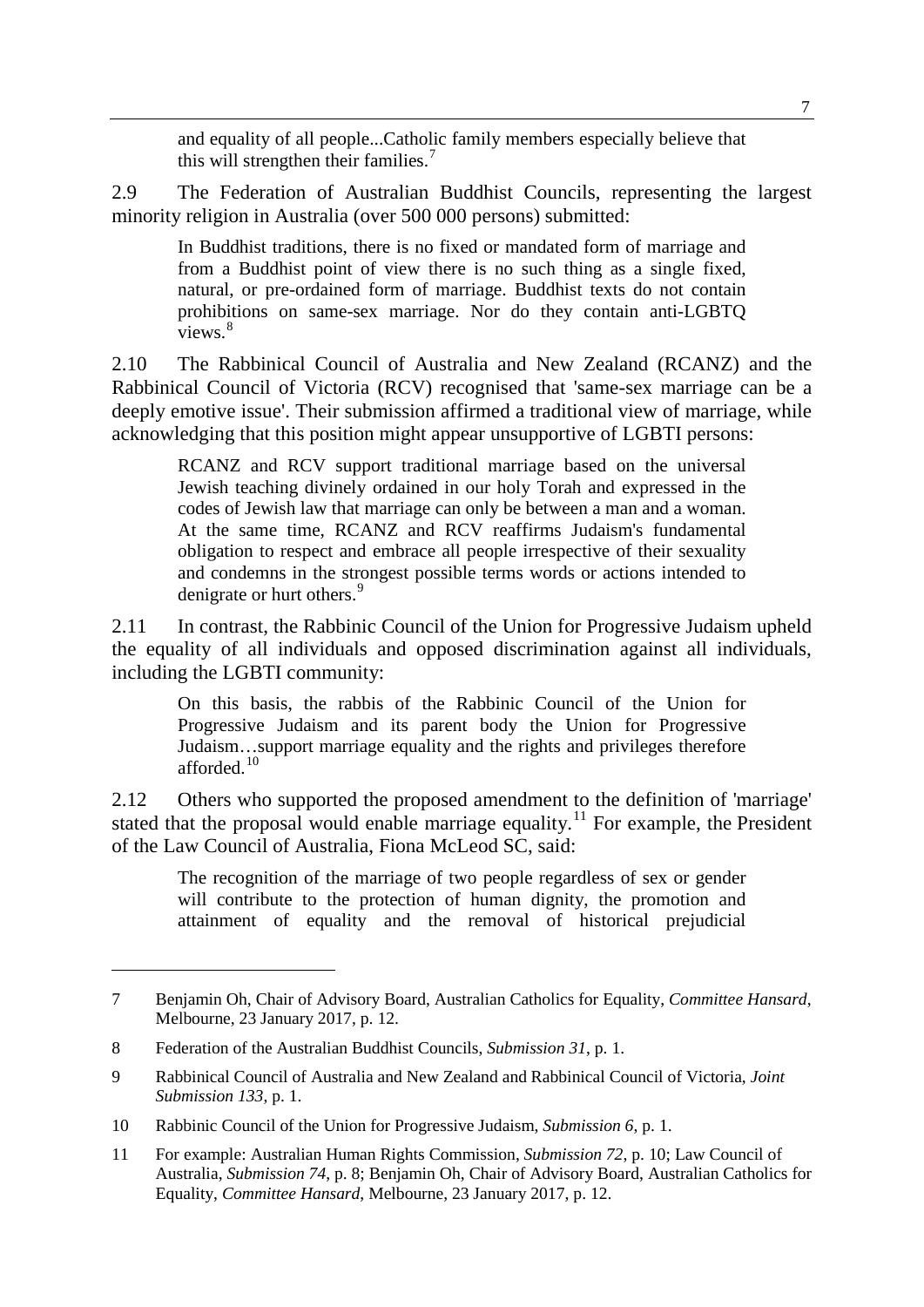> and equality of all people...Catholic family members especially believe that this will strengthen their families.[7]

2.9 The Federation of Australian Buddhist Councils, representing the largest minority religion in Australia (over 500 000 persons) submitted:

> In Buddhist traditions, there is no fixed or mandated form of marriage and from a Buddhist point of view there is no such thing as a single fixed, natural, or pre-ordained form of marriage. Buddhist texts do not contain prohibitions on same-sex marriage. Nor do they contain anti-LGBTQ views.[8]

2.10 The Rabbinical Council of Australia and New Zealand (RCANZ) and the Rabbinical Council of Victoria (RCV) recognised that 'same-sex marriage can be a deeply emotive issue'. Their submission affirmed a traditional view of marriage, while acknowledging that this position might appear unsupportive of LGBTI persons:

> RCANZ and RCV support traditional marriage based on the universal Jewish teaching divinely ordained in our holy Torah and expressed in the codes of Jewish law that marriage can only be between a man and a woman. At the same time, RCANZ and RCV reaffirms Judaism's fundamental obligation to respect and embrace all people irrespective of their sexuality and condemns in the strongest possible terms words or actions intended to denigrate or hurt others.[9]

2.11 In contrast, the Rabbinic Council of the Union for Progressive Judaism upheld the equality of all individuals and opposed discrimination against all individuals, including the LGBTI community:

> On this basis, the rabbis of the Rabbinic Council of the Union for Progressive Judaism and its parent body the Union for Progressive Judaism…support marriage equality and the rights and privileges therefore afforded.[10]

2.12 Others who supported the proposed amendment to the definition of 'marriage' stated that the proposal would enable marriage equality.[11] For example, the President of the Law Council of Australia, Fiona McLeod SC, said:

> The recognition of the marriage of two people regardless of sex or gender will contribute to the protection of human dignity, the promotion and attainment of equality and the removal of historical prejudicial

---

7 Benjamin Oh, Chair of Advisory Board, Australian Catholics for Equality, *Committee Hansard*, Melbourne, 23 January 2017, p. 12.

8 Federation of the Australian Buddhist Councils, *Submission 31*, p. 1.

9 Rabbinical Council of Australia and New Zealand and Rabbinical Council of Victoria, *Joint Submission 133*, p. 1.

10 Rabbinic Council of the Union for Progressive Judaism, *Submission 6*, p. 1.

11 For example: Australian Human Rights Commission, *Submission 72*, p. 10; Law Council of Australia, *Submission 74*, p. 8; Benjamin Oh, Chair of Advisory Board, Australian Catholics for Equality, *Committee Hansard*, Melbourne, 23 January 2017, p. 12.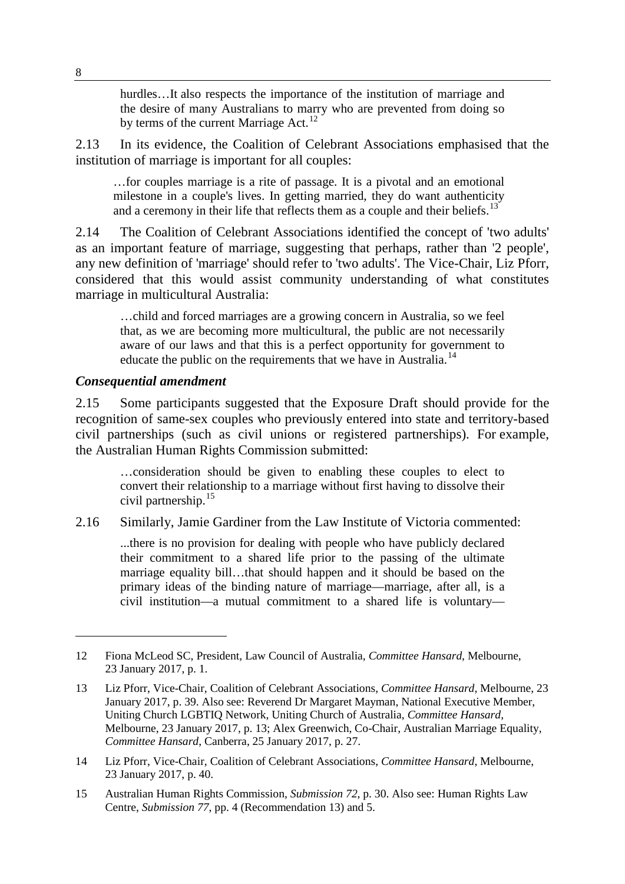> hurdles…It also respects the importance of the institution of marriage and the desire of many Australians to marry who are prevented from doing so by terms of the current Marriage Act.[12]

2.13 In its evidence, the Coalition of Celebrant Associations emphasised that the institution of marriage is important for all couples:

> …for couples marriage is a rite of passage. It is a pivotal and an emotional milestone in a couple's lives. In getting married, they do want authenticity and a ceremony in their life that reflects them as a couple and their beliefs.[13]

2.14 The Coalition of Celebrant Associations identified the concept of 'two adults' as an important feature of marriage, suggesting that perhaps, rather than '2 people', any new definition of 'marriage' should refer to 'two adults'. The Vice-Chair, Liz Pforr, considered that this would assist community understanding of what constitutes marriage in multicultural Australia:

> …child and forced marriages are a growing concern in Australia, so we feel that, as we are becoming more multicultural, the public are not necessarily aware of our laws and that this is a perfect opportunity for government to educate the public on the requirements that we have in Australia.[14]

### *Consequential amendment*

2.15 Some participants suggested that the Exposure Draft should provide for the recognition of same-sex couples who previously entered into state and territory-based civil partnerships (such as civil unions or registered partnerships). For example, the Australian Human Rights Commission submitted:

> …consideration should be given to enabling these couples to elect to convert their relationship to a marriage without first having to dissolve their civil partnership.[15]

2.16 Similarly, Jamie Gardiner from the Law Institute of Victoria commented:

> ...there is no provision for dealing with people who have publicly declared their commitment to a shared life prior to the passing of the ultimate marriage equality bill…that should happen and it should be based on the primary ideas of the binding nature of marriage—marriage, after all, is a civil institution—a mutual commitment to a shared life is voluntary—

---

12 Fiona McLeod SC, President, Law Council of Australia, *Committee Hansard*, Melbourne, 23 January 2017, p. 1.

13 Liz Pforr, Vice-Chair, Coalition of Celebrant Associations, *Committee Hansard*, Melbourne, 23 January 2017, p. 39. Also see: Reverend Dr Margaret Mayman, National Executive Member, Uniting Church LGBTIQ Network, Uniting Church of Australia, *Committee Hansard*, Melbourne, 23 January 2017, p. 13; Alex Greenwich, Co-Chair, Australian Marriage Equality, *Committee Hansard*, Canberra, 25 January 2017, p. 27.

14 Liz Pforr, Vice-Chair, Coalition of Celebrant Associations, *Committee Hansard*, Melbourne, 23 January 2017, p. 40.

15 Australian Human Rights Commission, *Submission 72*, p. 30. Also see: Human Rights Law Centre, *Submission 77*, pp. 4 (Recommendation 13) and 5.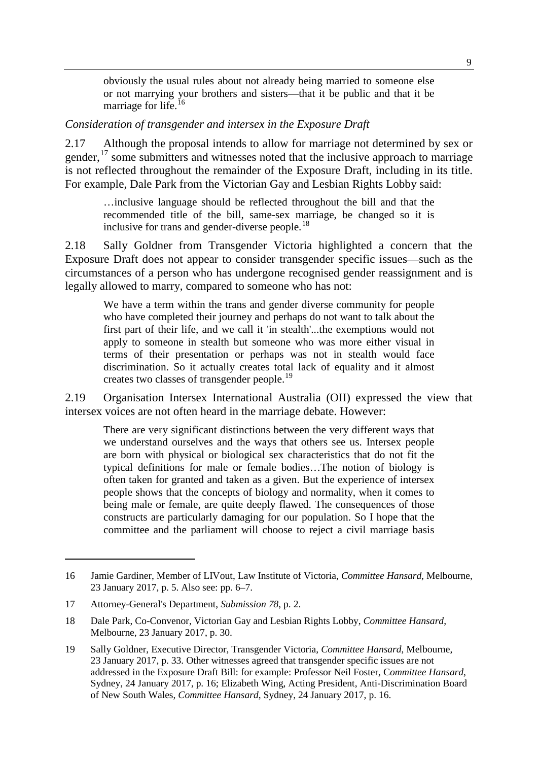> obviously the usual rules about not already being married to someone else or not marrying your brothers and sisters—that it be public and that it be marriage for life.[16]

*Consideration of transgender and intersex in the Exposure Draft*

2.17 Although the proposal intends to allow for marriage not determined by sex or gender,[17] some submitters and witnesses noted that the inclusive approach to marriage is not reflected throughout the remainder of the Exposure Draft, including in its title. For example, Dale Park from the Victorian Gay and Lesbian Rights Lobby said:

> …inclusive language should be reflected throughout the bill and that the recommended title of the bill, same-sex marriage, be changed so it is inclusive for trans and gender-diverse people.[18]

2.18 Sally Goldner from Transgender Victoria highlighted a concern that the Exposure Draft does not appear to consider transgender specific issues—such as the circumstances of a person who has undergone recognised gender reassignment and is legally allowed to marry, compared to someone who has not:

> We have a term within the trans and gender diverse community for people who have completed their journey and perhaps do not want to talk about the first part of their life, and we call it 'in stealth'...the exemptions would not apply to someone in stealth but someone who was more either visual in terms of their presentation or perhaps was not in stealth would face discrimination. So it actually creates total lack of equality and it almost creates two classes of transgender people.[19]

2.19 Organisation Intersex International Australia (OII) expressed the view that intersex voices are not often heard in the marriage debate. However:

> There are very significant distinctions between the very different ways that we understand ourselves and the ways that others see us. Intersex people are born with physical or biological sex characteristics that do not fit the typical definitions for male or female bodies…The notion of biology is often taken for granted and taken as a given. But the experience of intersex people shows that the concepts of biology and normality, when it comes to being male or female, are quite deeply flawed. The consequences of those constructs are particularly damaging for our population. So I hope that the committee and the parliament will choose to reject a civil marriage basis

---

16 Jamie Gardiner, Member of LIVout, Law Institute of Victoria, *Committee Hansard*, Melbourne, 23 January 2017, p. 5. Also see: pp. 6–7.

17 Attorney-General's Department, *Submission 78*, p. 2.

18 Dale Park, Co-Convenor, Victorian Gay and Lesbian Rights Lobby, *Committee Hansard*, Melbourne, 23 January 2017, p. 30.

19 Sally Goldner, Executive Director, Transgender Victoria, *Committee Hansard*, Melbourne, 23 January 2017, p. 33. Other witnesses agreed that transgender specific issues are not addressed in the Exposure Draft Bill: for example: Professor Neil Foster, *Committee Hansard*, Sydney, 24 January 2017, p. 16; Elizabeth Wing, Acting President, Anti-Discrimination Board of New South Wales, *Committee Hansard*, Sydney, 24 January 2017, p. 16.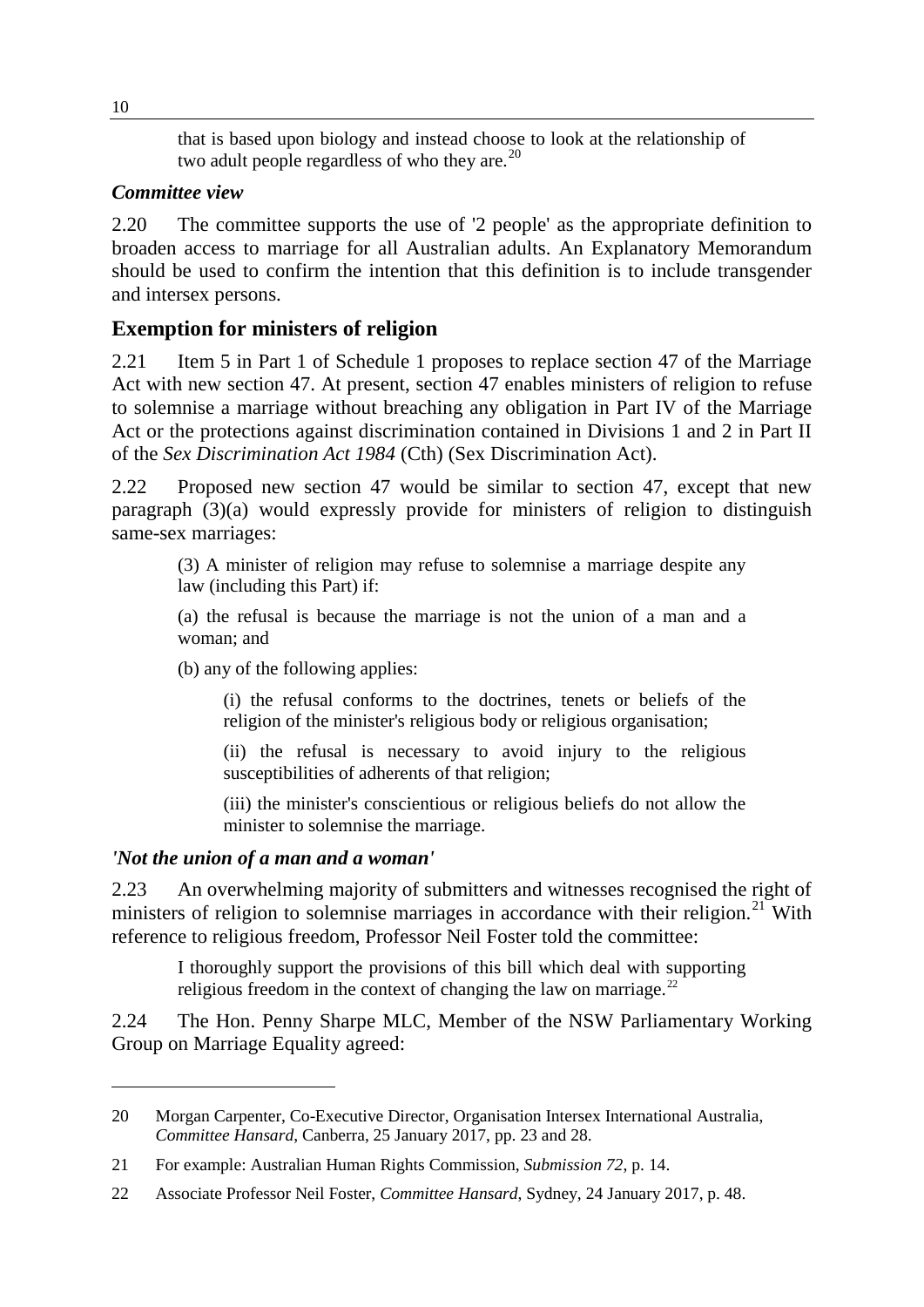> that is based upon biology and instead choose to look at the relationship of two adult people regardless of who they are.[20]

### *Committee view*

2.20 The committee supports the use of '2 people' as the appropriate definition to broaden access to marriage for all Australian adults. An Explanatory Memorandum should be used to confirm the intention that this definition is to include transgender and intersex persons.

## Exemption for ministers of religion

2.21 Item 5 in Part 1 of Schedule 1 proposes to replace section 47 of the Marriage Act with new section 47. At present, section 47 enables ministers of religion to refuse to solemnise a marriage without breaching any obligation in Part IV of the Marriage Act or the protections against discrimination contained in Divisions 1 and 2 in Part II of the *Sex Discrimination Act 1984* (Cth) (Sex Discrimination Act).

2.22 Proposed new section 47 would be similar to section 47, except that new paragraph (3)(a) would expressly provide for ministers of religion to distinguish same-sex marriages:

> (3) A minister of religion may refuse to solemnise a marriage despite any law (including this Part) if:
>
> (a) the refusal is because the marriage is not the union of a man and a woman; and
>
> (b) any of the following applies:
>
> > (i) the refusal conforms to the doctrines, tenets or beliefs of the religion of the minister's religious body or religious organisation;
> >
> > (ii) the refusal is necessary to avoid injury to the religious susceptibilities of adherents of that religion;
> >
> > (iii) the minister's conscientious or religious beliefs do not allow the minister to solemnise the marriage.

### *'Not the union of a man and a woman'*

2.23 An overwhelming majority of submitters and witnesses recognised the right of ministers of religion to solemnise marriages in accordance with their religion.[21] With reference to religious freedom, Professor Neil Foster told the committee:

> I thoroughly support the provisions of this bill which deal with supporting religious freedom in the context of changing the law on marriage.[22]

2.24 The Hon. Penny Sharpe MLC, Member of the NSW Parliamentary Working Group on Marriage Equality agreed:

---

20 Morgan Carpenter, Co-Executive Director, Organisation Intersex International Australia, *Committee Hansard*, Canberra, 25 January 2017, pp. 23 and 28.

21 For example: Australian Human Rights Commission, *Submission 72*, p. 14.

22 Associate Professor Neil Foster, *Committee Hansard*, Sydney, 24 January 2017, p. 48.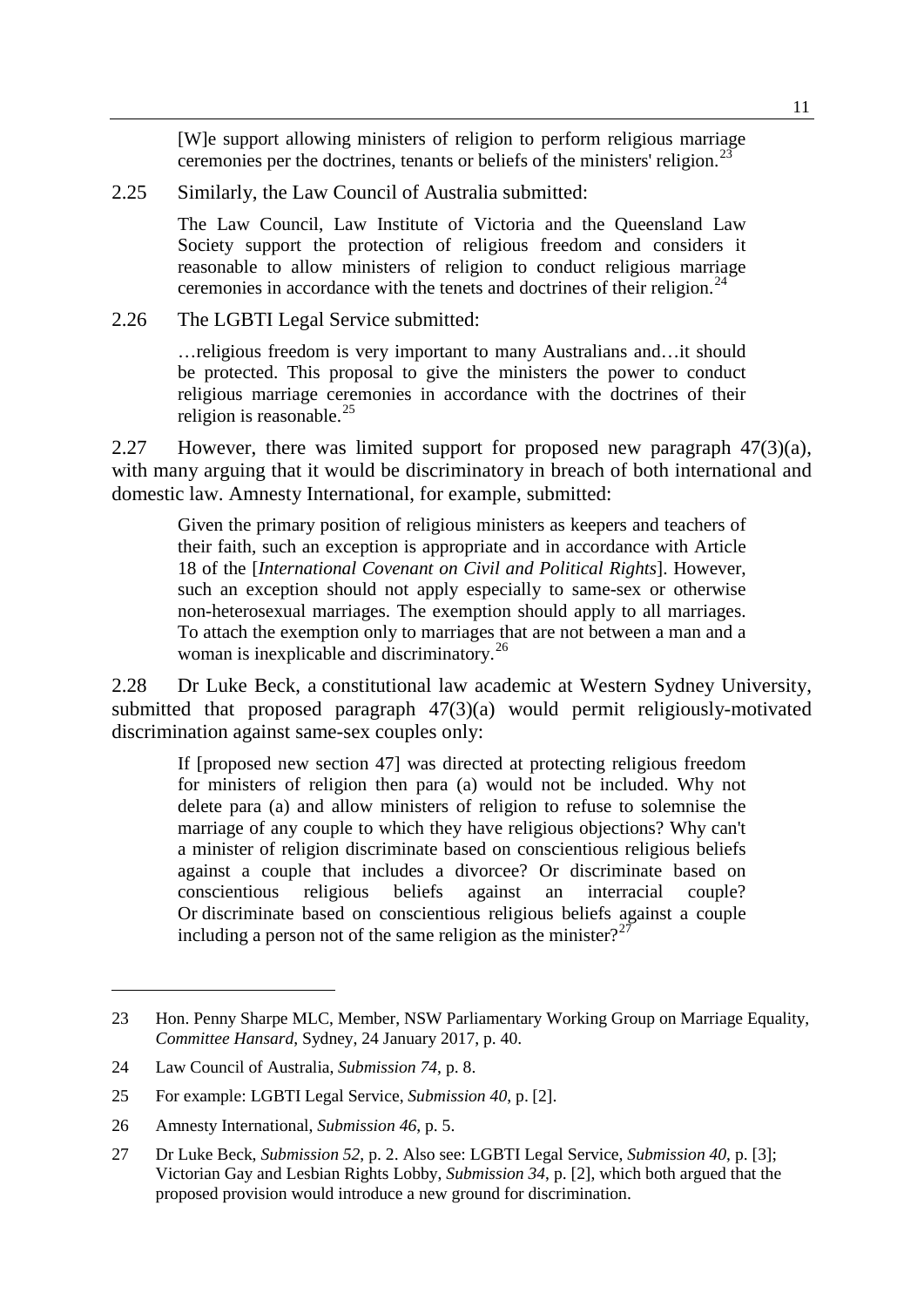> [W]e support allowing ministers of religion to perform religious marriage ceremonies per the doctrines, tenants or beliefs of the ministers' religion.[23]

2.25 Similarly, the Law Council of Australia submitted:

> The Law Council, Law Institute of Victoria and the Queensland Law Society support the protection of religious freedom and considers it reasonable to allow ministers of religion to conduct religious marriage ceremonies in accordance with the tenets and doctrines of their religion.[24]

2.26 The LGBTI Legal Service submitted:

> …religious freedom is very important to many Australians and…it should be protected. This proposal to give the ministers the power to conduct religious marriage ceremonies in accordance with the doctrines of their religion is reasonable.[25]

2.27 However, there was limited support for proposed new paragraph 47(3)(a), with many arguing that it would be discriminatory in breach of both international and domestic law. Amnesty International, for example, submitted:

> Given the primary position of religious ministers as keepers and teachers of their faith, such an exception is appropriate and in accordance with Article 18 of the [*International Covenant on Civil and Political Rights*]. However, such an exception should not apply especially to same-sex or otherwise non-heterosexual marriages. The exemption should apply to all marriages. To attach the exemption only to marriages that are not between a man and a woman is inexplicable and discriminatory.[26]

2.28 Dr Luke Beck, a constitutional law academic at Western Sydney University, submitted that proposed paragraph 47(3)(a) would permit religiously-motivated discrimination against same-sex couples only:

> If [proposed new section 47] was directed at protecting religious freedom for ministers of religion then para (a) would not be included. Why not delete para (a) and allow ministers of religion to refuse to solemnise the marriage of any couple to which they have religious objections? Why can't a minister of religion discriminate based on conscientious religious beliefs against a couple that includes a divorcee? Or discriminate based on conscientious religious beliefs against an interracial couple? Or discriminate based on conscientious religious beliefs against a couple including a person not of the same religion as the minister?[27]

---

23 Hon. Penny Sharpe MLC, Member, NSW Parliamentary Working Group on Marriage Equality, *Committee Hansard*, Sydney, 24 January 2017, p. 40.

24 Law Council of Australia, *Submission 74*, p. 8.

25 For example: LGBTI Legal Service, *Submission 40*, p. [2].

26 Amnesty International, *Submission 46*, p. 5.

27 Dr Luke Beck, *Submission 52*, p. 2. Also see: LGBTI Legal Service, *Submission 40*, p. [3]; Victorian Gay and Lesbian Rights Lobby, *Submission 34*, p. [2], which both argued that the proposed provision would introduce a new ground for discrimination.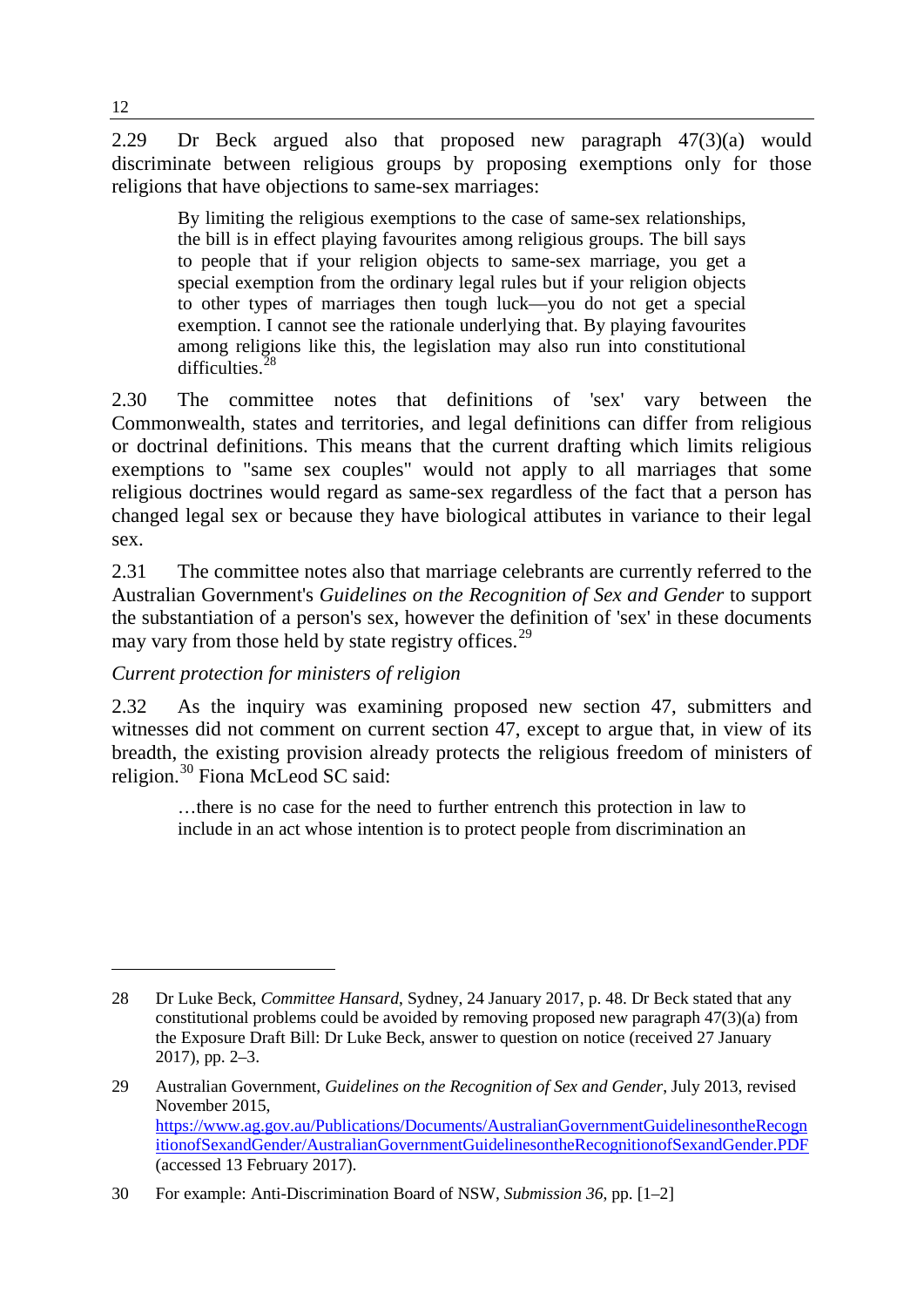2.29 Dr Beck argued also that proposed new paragraph 47(3)(a) would discriminate between religious groups by proposing exemptions only for those religions that have objections to same-sex marriages:

> By limiting the religious exemptions to the case of same-sex relationships, the bill is in effect playing favourites among religious groups. The bill says to people that if your religion objects to same-sex marriage, you get a special exemption from the ordinary legal rules but if your religion objects to other types of marriages then tough luck—you do not get a special exemption. I cannot see the rationale underlying that. By playing favourites among religions like this, the legislation may also run into constitutional difficulties.[28]

2.30 The committee notes that definitions of 'sex' vary between the Commonwealth, states and territories, and legal definitions can differ from religious or doctrinal definitions. This means that the current drafting which limits religious exemptions to "same sex couples" would not apply to all marriages that some religious doctrines would regard as same-sex regardless of the fact that a person has changed legal sex or because they have biological attibutes in variance to their legal sex.

2.31 The committee notes also that marriage celebrants are currently referred to the Australian Government's *Guidelines on the Recognition of Sex and Gender* to support the substantiation of a person's sex, however the definition of 'sex' in these documents may vary from those held by state registry offices.[29]

*Current protection for ministers of religion*

2.32 As the inquiry was examining proposed new section 47, submitters and witnesses did not comment on current section 47, except to argue that, in view of its breadth, the existing provision already protects the religious freedom of ministers of religion.[30] Fiona McLeod SC said:

> …there is no case for the need to further entrench this protection in law to include in an act whose intention is to protect people from discrimination an

---

28 Dr Luke Beck, *Committee Hansard*, Sydney, 24 January 2017, p. 48. Dr Beck stated that any constitutional problems could be avoided by removing proposed new paragraph 47(3)(a) from the Exposure Draft Bill: Dr Luke Beck, answer to question on notice (received 27 January 2017), pp. 2–3.

29 Australian Government, *Guidelines on the Recognition of Sex and Gender*, July 2013, revised November 2015, https://www.ag.gov.au/Publications/Documents/AustralianGovernmentGuidelinesontheRecognitionofSexandGender/AustralianGovernmentGuidelinesontheRecognitionofSexandGender.PDF (accessed 13 February 2017).

30 For example: Anti-Discrimination Board of NSW, *Submission 36*, pp. [1–2]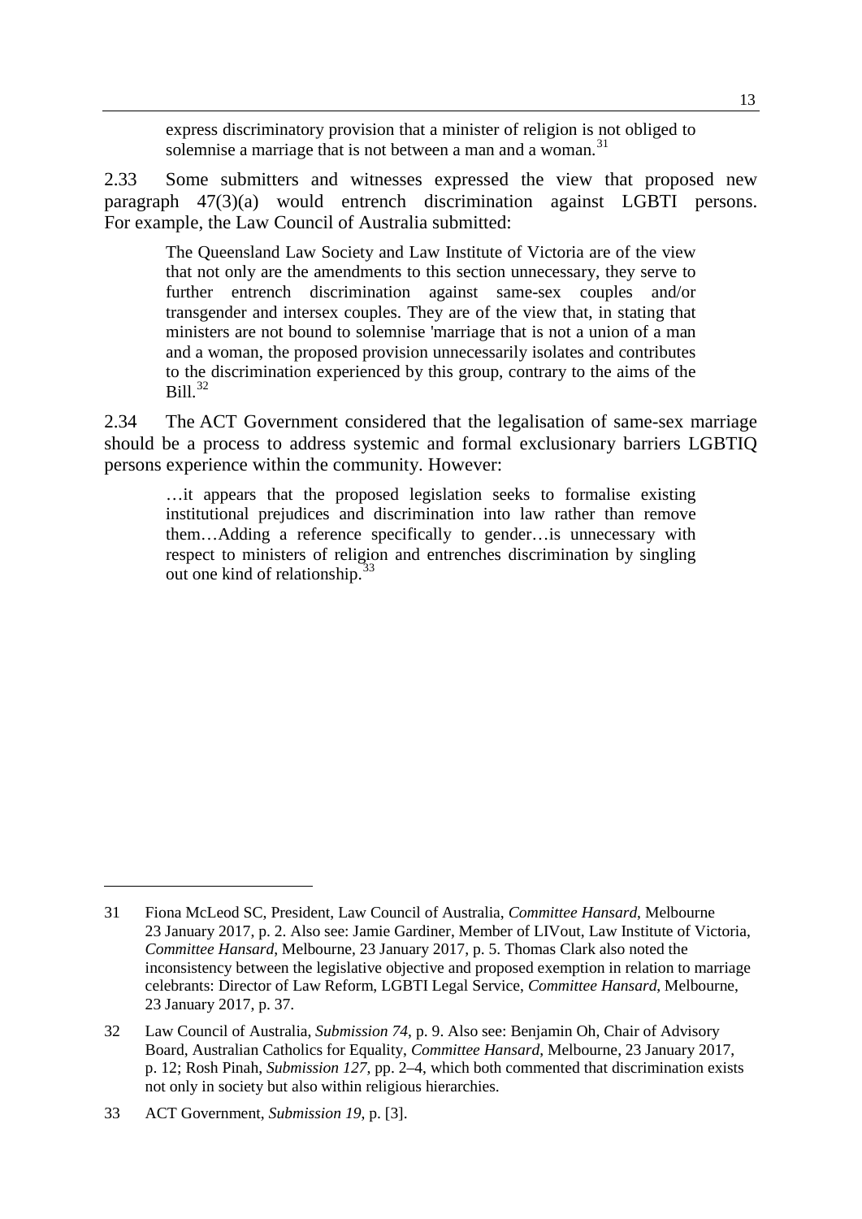> express discriminatory provision that a minister of religion is not obliged to solemnise a marriage that is not between a man and a woman.[31]

2.33 Some submitters and witnesses expressed the view that proposed new paragraph 47(3)(a) would entrench discrimination against LGBTI persons. For example, the Law Council of Australia submitted:

> The Queensland Law Society and Law Institute of Victoria are of the view that not only are the amendments to this section unnecessary, they serve to further entrench discrimination against same-sex couples and/or transgender and intersex couples. They are of the view that, in stating that ministers are not bound to solemnise 'marriage that is not a union of a man and a woman, the proposed provision unnecessarily isolates and contributes to the discrimination experienced by this group, contrary to the aims of the Bill.[32]

2.34 The ACT Government considered that the legalisation of same-sex marriage should be a process to address systemic and formal exclusionary barriers LGBTIQ persons experience within the community. However:

> …it appears that the proposed legislation seeks to formalise existing institutional prejudices and discrimination into law rather than remove them…Adding a reference specifically to gender…is unnecessary with respect to ministers of religion and entrenches discrimination by singling out one kind of relationship.[33]

---

31 Fiona McLeod SC, President, Law Council of Australia, *Committee Hansard*, Melbourne 23 January 2017, p. 2. Also see: Jamie Gardiner, Member of LIVout, Law Institute of Victoria, *Committee Hansard*, Melbourne, 23 January 2017, p. 5. Thomas Clark also noted the inconsistency between the legislative objective and proposed exemption in relation to marriage celebrants: Director of Law Reform, LGBTI Legal Service, *Committee Hansard*, Melbourne, 23 January 2017, p. 37.

32 Law Council of Australia, *Submission 74*, p. 9. Also see: Benjamin Oh, Chair of Advisory Board, Australian Catholics for Equality, *Committee Hansard*, Melbourne, 23 January 2017, p. 12; Rosh Pinah, *Submission 127*, pp. 2–4, which both commented that discrimination exists not only in society but also within religious hierarchies.

33 ACT Government, *Submission 19*, p. [3].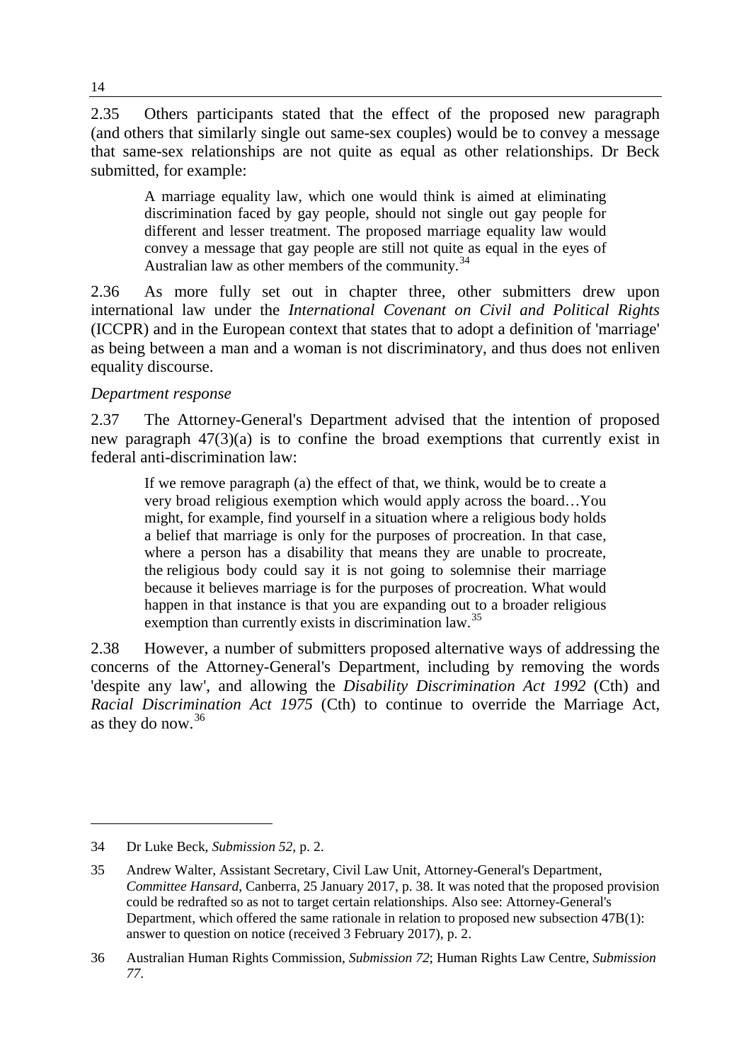2.35 Others participants stated that the effect of the proposed new paragraph (and others that similarly single out same-sex couples) would be to convey a message that same-sex relationships are not quite as equal as other relationships. Dr Beck submitted, for example:

> A marriage equality law, which one would think is aimed at eliminating discrimination faced by gay people, should not single out gay people for different and lesser treatment. The proposed marriage equality law would convey a message that gay people are still not quite as equal in the eyes of Australian law as other members of the community.[34]

2.36 As more fully set out in chapter three, other submitters drew upon international law under the *International Covenant on Civil and Political Rights* (ICCPR) and in the European context that states that to adopt a definition of 'marriage' as being between a man and a woman is not discriminatory, and thus does not enliven equality discourse.

*Department response*

2.37 The Attorney-General's Department advised that the intention of proposed new paragraph 47(3)(a) is to confine the broad exemptions that currently exist in federal anti-discrimination law:

> If we remove paragraph (a) the effect of that, we think, would be to create a very broad religious exemption which would apply across the board…You might, for example, find yourself in a situation where a religious body holds a belief that marriage is only for the purposes of procreation. In that case, where a person has a disability that means they are unable to procreate, the religious body could say it is not going to solemnise their marriage because it believes marriage is for the purposes of procreation. What would happen in that instance is that you are expanding out to a broader religious exemption than currently exists in discrimination law.[35]

2.38 However, a number of submitters proposed alternative ways of addressing the concerns of the Attorney-General's Department, including by removing the words 'despite any law', and allowing the *Disability Discrimination Act 1992* (Cth) and *Racial Discrimination Act 1975* (Cth) to continue to override the Marriage Act, as they do now.[36]

---

34 Dr Luke Beck, *Submission 52*, p. 2.

35 Andrew Walter, Assistant Secretary, Civil Law Unit, Attorney-General's Department, *Committee Hansard*, Canberra, 25 January 2017, p. 38. It was noted that the proposed provision could be redrafted so as not to target certain relationships. Also see: Attorney-General's Department, which offered the same rationale in relation to proposed new subsection 47B(1): answer to question on notice (received 3 February 2017), p. 2.

36 Australian Human Rights Commission, *Submission 72*; Human Rights Law Centre, *Submission 77*.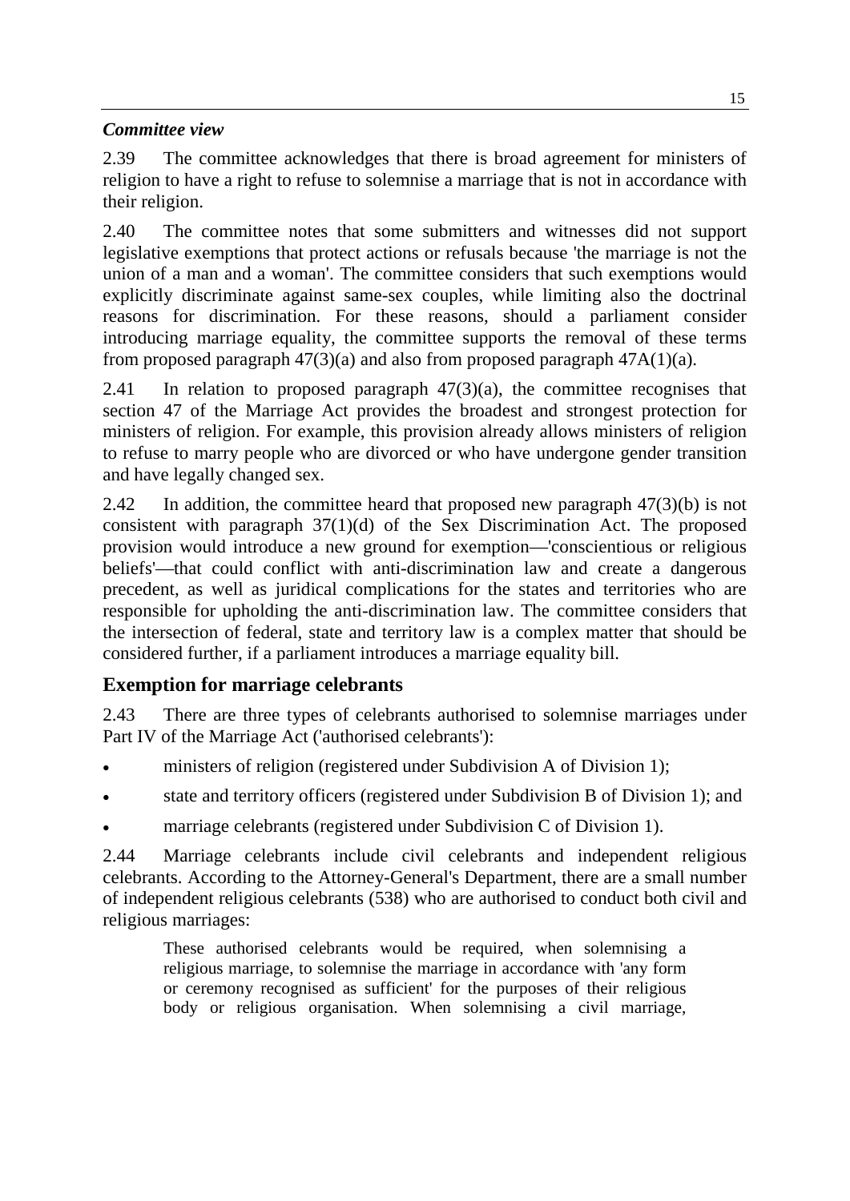### *Committee view*

2.39 The committee acknowledges that there is broad agreement for ministers of religion to have a right to refuse to solemnise a marriage that is not in accordance with their religion.

2.40 The committee notes that some submitters and witnesses did not support legislative exemptions that protect actions or refusals because 'the marriage is not the union of a man and a woman'. The committee considers that such exemptions would explicitly discriminate against same-sex couples, while limiting also the doctrinal reasons for discrimination. For these reasons, should a parliament consider introducing marriage equality, the committee supports the removal of these terms from proposed paragraph 47(3)(a) and also from proposed paragraph 47A(1)(a).

2.41 In relation to proposed paragraph 47(3)(a), the committee recognises that section 47 of the Marriage Act provides the broadest and strongest protection for ministers of religion. For example, this provision already allows ministers of religion to refuse to marry people who are divorced or who have undergone gender transition and have legally changed sex.

2.42 In addition, the committee heard that proposed new paragraph 47(3)(b) is not consistent with paragraph 37(1)(d) of the Sex Discrimination Act. The proposed provision would introduce a new ground for exemption—'conscientious or religious beliefs'—that could conflict with anti-discrimination law and create a dangerous precedent, as well as juridical complications for the states and territories who are responsible for upholding the anti-discrimination law. The committee considers that the intersection of federal, state and territory law is a complex matter that should be considered further, if a parliament introduces a marriage equality bill.

## Exemption for marriage celebrants

2.43 There are three types of celebrants authorised to solemnise marriages under Part IV of the Marriage Act ('authorised celebrants'):

- ministers of religion (registered under Subdivision A of Division 1);
- state and territory officers (registered under Subdivision B of Division 1); and
- marriage celebrants (registered under Subdivision C of Division 1).

2.44 Marriage celebrants include civil celebrants and independent religious celebrants. According to the Attorney-General's Department, there are a small number of independent religious celebrants (538) who are authorised to conduct both civil and religious marriages:

> These authorised celebrants would be required, when solemnising a religious marriage, to solemnise the marriage in accordance with 'any form or ceremony recognised as sufficient' for the purposes of their religious body or religious organisation. When solemnising a civil marriage,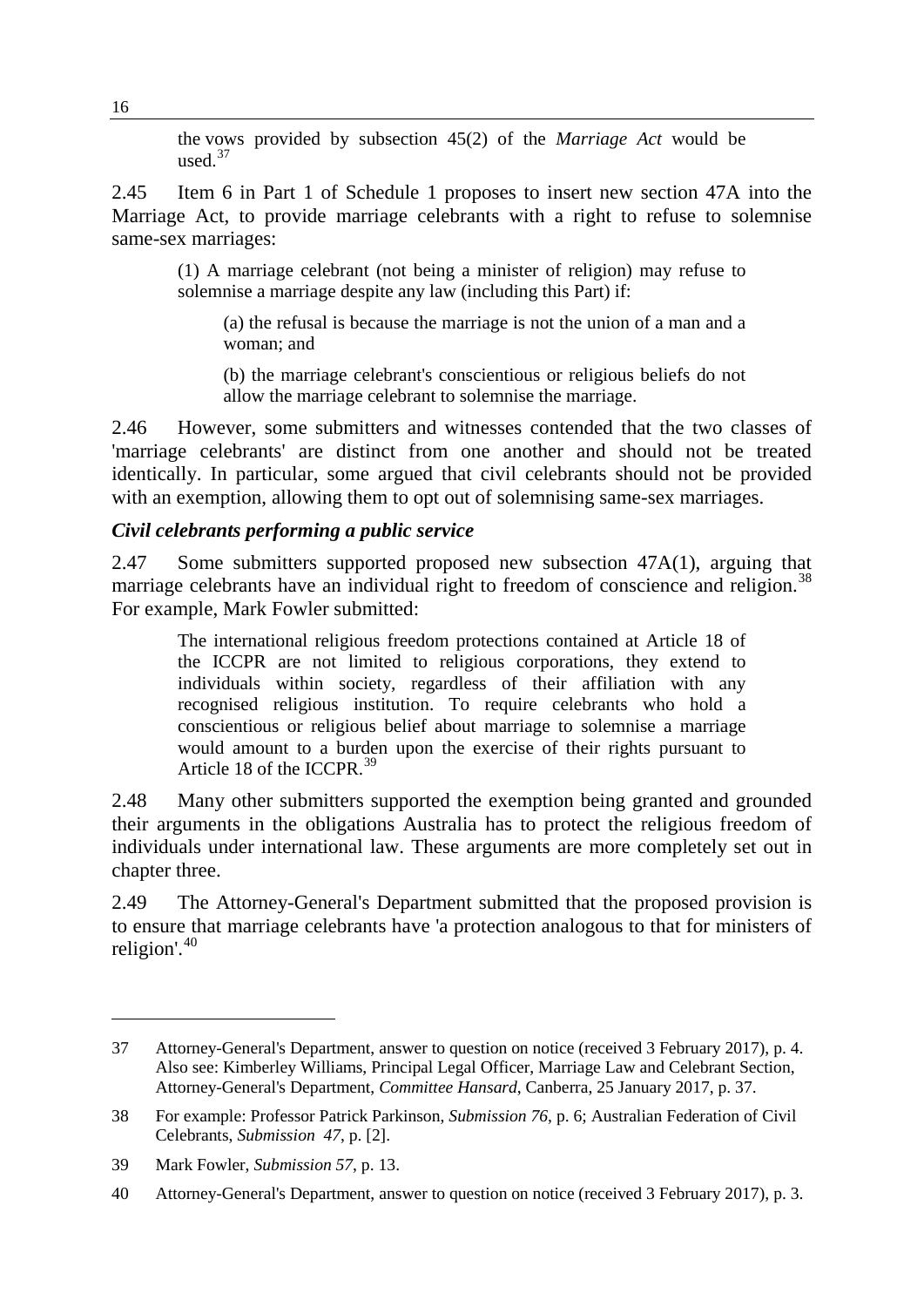the vows provided by subsection 45(2) of the *Marriage Act* would be used.[37]

2.45 Item 6 in Part 1 of Schedule 1 proposes to insert new section 47A into the Marriage Act, to provide marriage celebrants with a right to refuse to solemnise same-sex marriages:

> (1) A marriage celebrant (not being a minister of religion) may refuse to solemnise a marriage despite any law (including this Part) if:
>
> (a) the refusal is because the marriage is not the union of a man and a woman; and
>
> (b) the marriage celebrant's conscientious or religious beliefs do not allow the marriage celebrant to solemnise the marriage.

2.46 However, some submitters and witnesses contended that the two classes of 'marriage celebrants' are distinct from one another and should not be treated identically. In particular, some argued that civil celebrants should not be provided with an exemption, allowing them to opt out of solemnising same-sex marriages.

### *Civil celebrants performing a public service*

2.47 Some submitters supported proposed new subsection 47A(1), arguing that marriage celebrants have an individual right to freedom of conscience and religion.[38] For example, Mark Fowler submitted:

> The international religious freedom protections contained at Article 18 of the ICCPR are not limited to religious corporations, they extend to individuals within society, regardless of their affiliation with any recognised religious institution. To require celebrants who hold a conscientious or religious belief about marriage to solemnise a marriage would amount to a burden upon the exercise of their rights pursuant to Article 18 of the ICCPR.[39]

2.48 Many other submitters supported the exemption being granted and grounded their arguments in the obligations Australia has to protect the religious freedom of individuals under international law. These arguments are more completely set out in chapter three.

2.49 The Attorney-General's Department submitted that the proposed provision is to ensure that marriage celebrants have 'a protection analogous to that for ministers of religion'.[40]

---

37 Attorney-General's Department, answer to question on notice (received 3 February 2017), p. 4. Also see: Kimberley Williams, Principal Legal Officer, Marriage Law and Celebrant Section, Attorney-General's Department, *Committee Hansard*, Canberra, 25 January 2017, p. 37.

38 For example: Professor Patrick Parkinson, *Submission 76*, p. 6; Australian Federation of Civil Celebrants, *Submission 47*, p. [2].

39 Mark Fowler, *Submission 57*, p. 13.

40 Attorney-General's Department, answer to question on notice (received 3 February 2017), p. 3.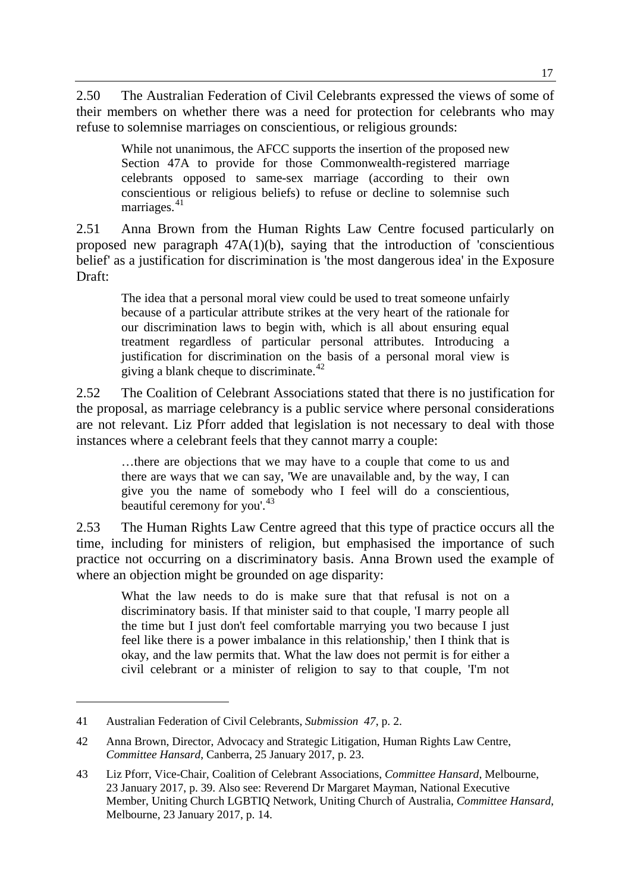2.50 The Australian Federation of Civil Celebrants expressed the views of some of their members on whether there was a need for protection for celebrants who may refuse to solemnise marriages on conscientious, or religious grounds:

> While not unanimous, the AFCC supports the insertion of the proposed new Section 47A to provide for those Commonwealth-registered marriage celebrants opposed to same-sex marriage (according to their own conscientious or religious beliefs) to refuse or decline to solemnise such marriages.[41]

2.51 Anna Brown from the Human Rights Law Centre focused particularly on proposed new paragraph 47A(1)(b), saying that the introduction of 'conscientious belief' as a justification for discrimination is 'the most dangerous idea' in the Exposure Draft:

> The idea that a personal moral view could be used to treat someone unfairly because of a particular attribute strikes at the very heart of the rationale for our discrimination laws to begin with, which is all about ensuring equal treatment regardless of particular personal attributes. Introducing a justification for discrimination on the basis of a personal moral view is giving a blank cheque to discriminate.[42]

2.52 The Coalition of Celebrant Associations stated that there is no justification for the proposal, as marriage celebrancy is a public service where personal considerations are not relevant. Liz Pforr added that legislation is not necessary to deal with those instances where a celebrant feels that they cannot marry a couple:

> …there are objections that we may have to a couple that come to us and there are ways that we can say, 'We are unavailable and, by the way, I can give you the name of somebody who I feel will do a conscientious, beautiful ceremony for you'.[43]

2.53 The Human Rights Law Centre agreed that this type of practice occurs all the time, including for ministers of religion, but emphasised the importance of such practice not occurring on a discriminatory basis. Anna Brown used the example of where an objection might be grounded on age disparity:

> What the law needs to do is make sure that that refusal is not on a discriminatory basis. If that minister said to that couple, 'I marry people all the time but I just don't feel comfortable marrying you two because I just feel like there is a power imbalance in this relationship,' then I think that is okay, and the law permits that. What the law does not permit is for either a civil celebrant or a minister of religion to say to that couple, 'I'm not

---

41 Australian Federation of Civil Celebrants, *Submission 47*, p. 2.

42 Anna Brown, Director, Advocacy and Strategic Litigation, Human Rights Law Centre, *Committee Hansard*, Canberra, 25 January 2017, p. 23.

43 Liz Pforr, Vice-Chair, Coalition of Celebrant Associations, *Committee Hansard*, Melbourne, 23 January 2017, p. 39. Also see: Reverend Dr Margaret Mayman, National Executive Member, Uniting Church LGBTIQ Network, Uniting Church of Australia, *Committee Hansard*, Melbourne, 23 January 2017, p. 14.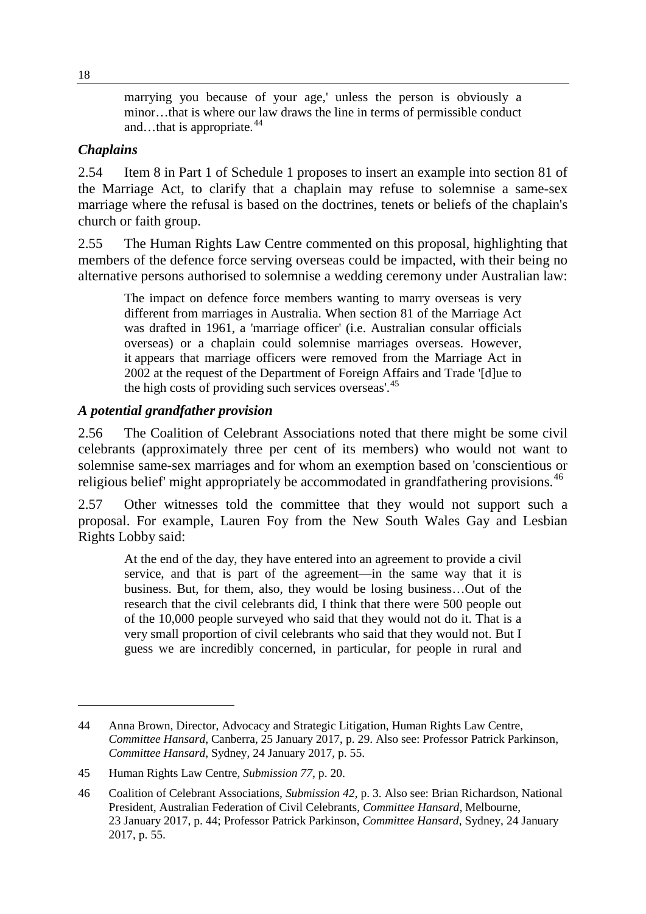> marrying you because of your age,' unless the person is obviously a minor…that is where our law draws the line in terms of permissible conduct and…that is appropriate.[44]

### *Chaplains*

2.54 Item 8 in Part 1 of Schedule 1 proposes to insert an example into section 81 of the Marriage Act, to clarify that a chaplain may refuse to solemnise a same-sex marriage where the refusal is based on the doctrines, tenets or beliefs of the chaplain's church or faith group.

2.55 The Human Rights Law Centre commented on this proposal, highlighting that members of the defence force serving overseas could be impacted, with their being no alternative persons authorised to solemnise a wedding ceremony under Australian law:

> The impact on defence force members wanting to marry overseas is very different from marriages in Australia. When section 81 of the Marriage Act was drafted in 1961, a 'marriage officer' (i.e. Australian consular officials overseas) or a chaplain could solemnise marriages overseas. However, it appears that marriage officers were removed from the Marriage Act in 2002 at the request of the Department of Foreign Affairs and Trade '[d]ue to the high costs of providing such services overseas'.[45]

### *A potential grandfather provision*

2.56 The Coalition of Celebrant Associations noted that there might be some civil celebrants (approximately three per cent of its members) who would not want to solemnise same-sex marriages and for whom an exemption based on 'conscientious or religious belief' might appropriately be accommodated in grandfathering provisions.[46]

2.57 Other witnesses told the committee that they would not support such a proposal. For example, Lauren Foy from the New South Wales Gay and Lesbian Rights Lobby said:

> At the end of the day, they have entered into an agreement to provide a civil service, and that is part of the agreement—in the same way that it is business. But, for them, also, they would be losing business…Out of the research that the civil celebrants did, I think that there were 500 people out of the 10,000 people surveyed who said that they would not do it. That is a very small proportion of civil celebrants who said that they would not. But I guess we are incredibly concerned, in particular, for people in rural and

---

44 Anna Brown, Director, Advocacy and Strategic Litigation, Human Rights Law Centre, *Committee Hansard*, Canberra, 25 January 2017, p. 29. Also see: Professor Patrick Parkinson, *Committee Hansard*, Sydney, 24 January 2017, p. 55.

45 Human Rights Law Centre, *Submission 77*, p. 20.

46 Coalition of Celebrant Associations, *Submission 42*, p. 3. Also see: Brian Richardson, National President, Australian Federation of Civil Celebrants, *Committee Hansard*, Melbourne, 23 January 2017, p. 44; Professor Patrick Parkinson, *Committee Hansard*, Sydney, 24 January 2017, p. 55.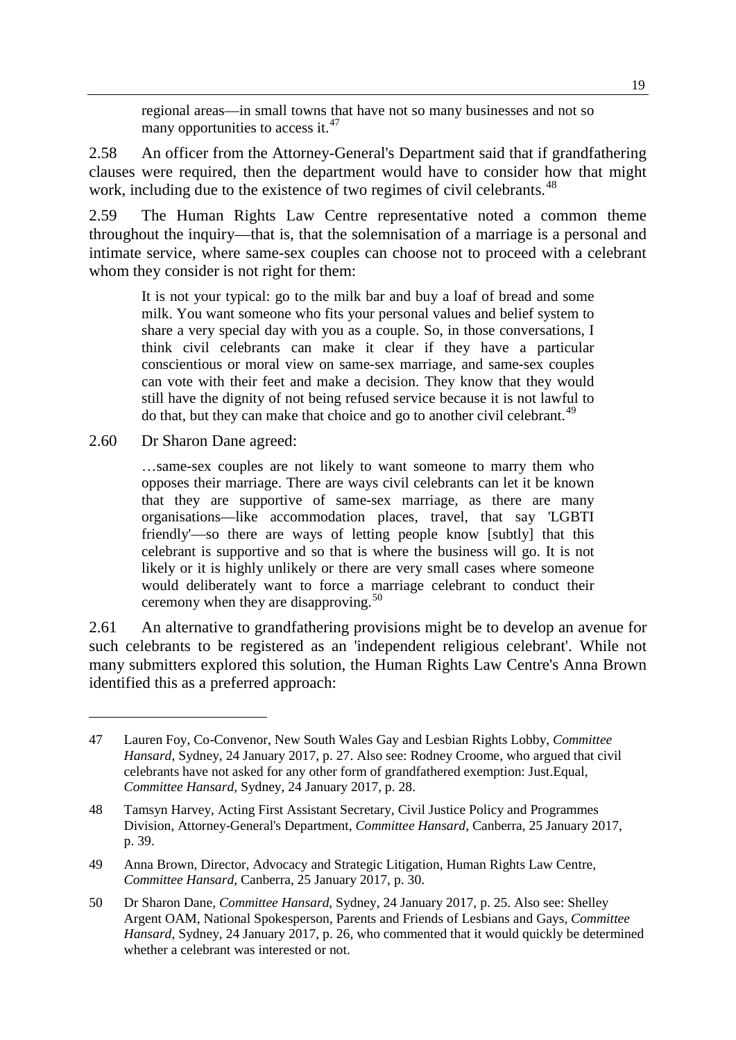> regional areas—in small towns that have not so many businesses and not so many opportunities to access it.[47]

2.58 An officer from the Attorney-General's Department said that if grandfathering clauses were required, then the department would have to consider how that might work, including due to the existence of two regimes of civil celebrants.[48]

2.59 The Human Rights Law Centre representative noted a common theme throughout the inquiry—that is, that the solemnisation of a marriage is a personal and intimate service, where same-sex couples can choose not to proceed with a celebrant whom they consider is not right for them:

> It is not your typical: go to the milk bar and buy a loaf of bread and some milk. You want someone who fits your personal values and belief system to share a very special day with you as a couple. So, in those conversations, I think civil celebrants can make it clear if they have a particular conscientious or moral view on same-sex marriage, and same-sex couples can vote with their feet and make a decision. They know that they would still have the dignity of not being refused service because it is not lawful to do that, but they can make that choice and go to another civil celebrant.[49]

2.60 Dr Sharon Dane agreed:

> …same-sex couples are not likely to want someone to marry them who opposes their marriage. There are ways civil celebrants can let it be known that they are supportive of same-sex marriage, as there are many organisations—like accommodation places, travel, that say 'LGBTI friendly'—so there are ways of letting people know [subtly] that this celebrant is supportive and so that is where the business will go. It is not likely or it is highly unlikely or there are very small cases where someone would deliberately want to force a marriage celebrant to conduct their ceremony when they are disapproving.[50]

2.61 An alternative to grandfathering provisions might be to develop an avenue for such celebrants to be registered as an 'independent religious celebrant'. While not many submitters explored this solution, the Human Rights Law Centre's Anna Brown identified this as a preferred approach:

---

47 Lauren Foy, Co-Convenor, New South Wales Gay and Lesbian Rights Lobby, *Committee Hansard*, Sydney, 24 January 2017, p. 27. Also see: Rodney Croome, who argued that civil celebrants have not asked for any other form of grandfathered exemption: Just.Equal, *Committee Hansard*, Sydney, 24 January 2017, p. 28.

48 Tamsyn Harvey, Acting First Assistant Secretary, Civil Justice Policy and Programmes Division, Attorney-General's Department, *Committee Hansard*, Canberra, 25 January 2017, p. 39.

49 Anna Brown, Director, Advocacy and Strategic Litigation, Human Rights Law Centre, *Committee Hansard*, Canberra, 25 January 2017, p. 30.

50 Dr Sharon Dane, *Committee Hansard*, Sydney, 24 January 2017, p. 25. Also see: Shelley Argent OAM, National Spokesperson, Parents and Friends of Lesbians and Gays, *Committee Hansard*, Sydney, 24 January 2017, p. 26, who commented that it would quickly be determined whether a celebrant was interested or not.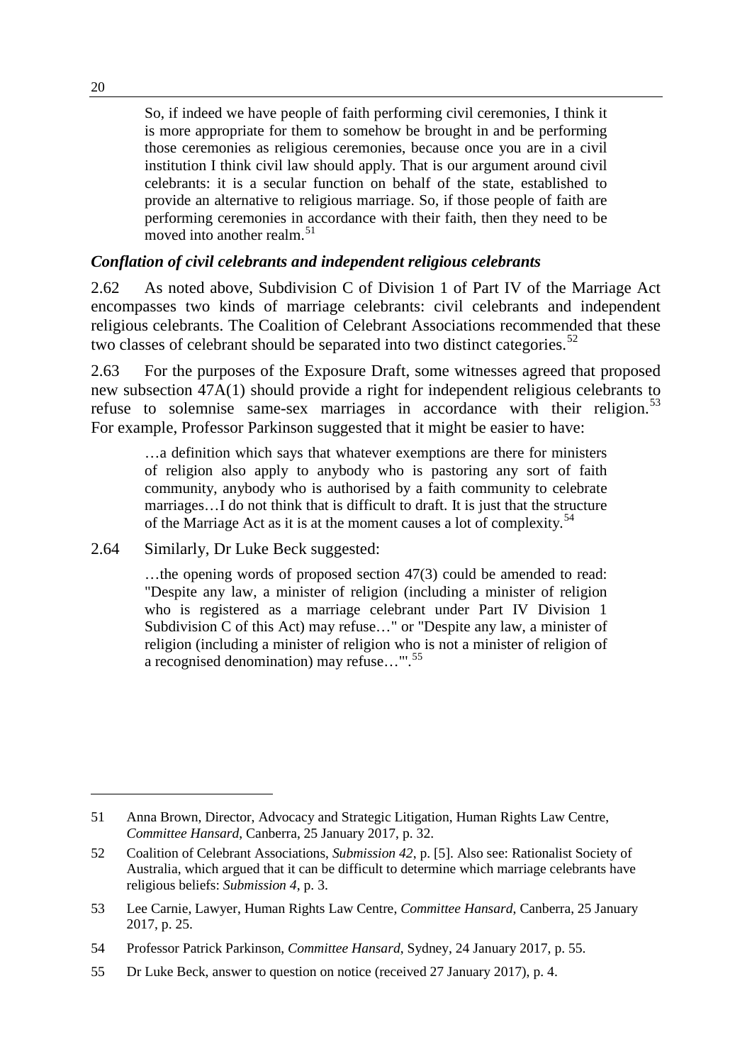> So, if indeed we have people of faith performing civil ceremonies, I think it is more appropriate for them to somehow be brought in and be performing those ceremonies as religious ceremonies, because once you are in a civil institution I think civil law should apply. That is our argument around civil celebrants: it is a secular function on behalf of the state, established to provide an alternative to religious marriage. So, if those people of faith are performing ceremonies in accordance with their faith, then they need to be moved into another realm.[51]

### *Conflation of civil celebrants and independent religious celebrants*

2.62 As noted above, Subdivision C of Division 1 of Part IV of the Marriage Act encompasses two kinds of marriage celebrants: civil celebrants and independent religious celebrants. The Coalition of Celebrant Associations recommended that these two classes of celebrant should be separated into two distinct categories.[52]

2.63 For the purposes of the Exposure Draft, some witnesses agreed that proposed new subsection 47A(1) should provide a right for independent religious celebrants to refuse to solemnise same-sex marriages in accordance with their religion.[53] For example, Professor Parkinson suggested that it might be easier to have:

> …a definition which says that whatever exemptions are there for ministers of religion also apply to anybody who is pastoring any sort of faith community, anybody who is authorised by a faith community to celebrate marriages…I do not think that is difficult to draft. It is just that the structure of the Marriage Act as it is at the moment causes a lot of complexity.[54]

2.64 Similarly, Dr Luke Beck suggested:

> …the opening words of proposed section 47(3) could be amended to read: "Despite any law, a minister of religion (including a minister of religion who is registered as a marriage celebrant under Part IV Division 1 Subdivision C of this Act) may refuse…" or "Despite any law, a minister of religion (including a minister of religion who is not a minister of religion of a recognised denomination) may refuse…"'.[55]

---

51 Anna Brown, Director, Advocacy and Strategic Litigation, Human Rights Law Centre, *Committee Hansard*, Canberra, 25 January 2017, p. 32.

52 Coalition of Celebrant Associations, *Submission 42*, p. [5]. Also see: Rationalist Society of Australia, which argued that it can be difficult to determine which marriage celebrants have religious beliefs: *Submission 4*, p. 3.

53 Lee Carnie, Lawyer, Human Rights Law Centre, *Committee Hansard*, Canberra, 25 January 2017, p. 25.

54 Professor Patrick Parkinson, *Committee Hansard*, Sydney, 24 January 2017, p. 55.

55 Dr Luke Beck, answer to question on notice (received 27 January 2017), p. 4.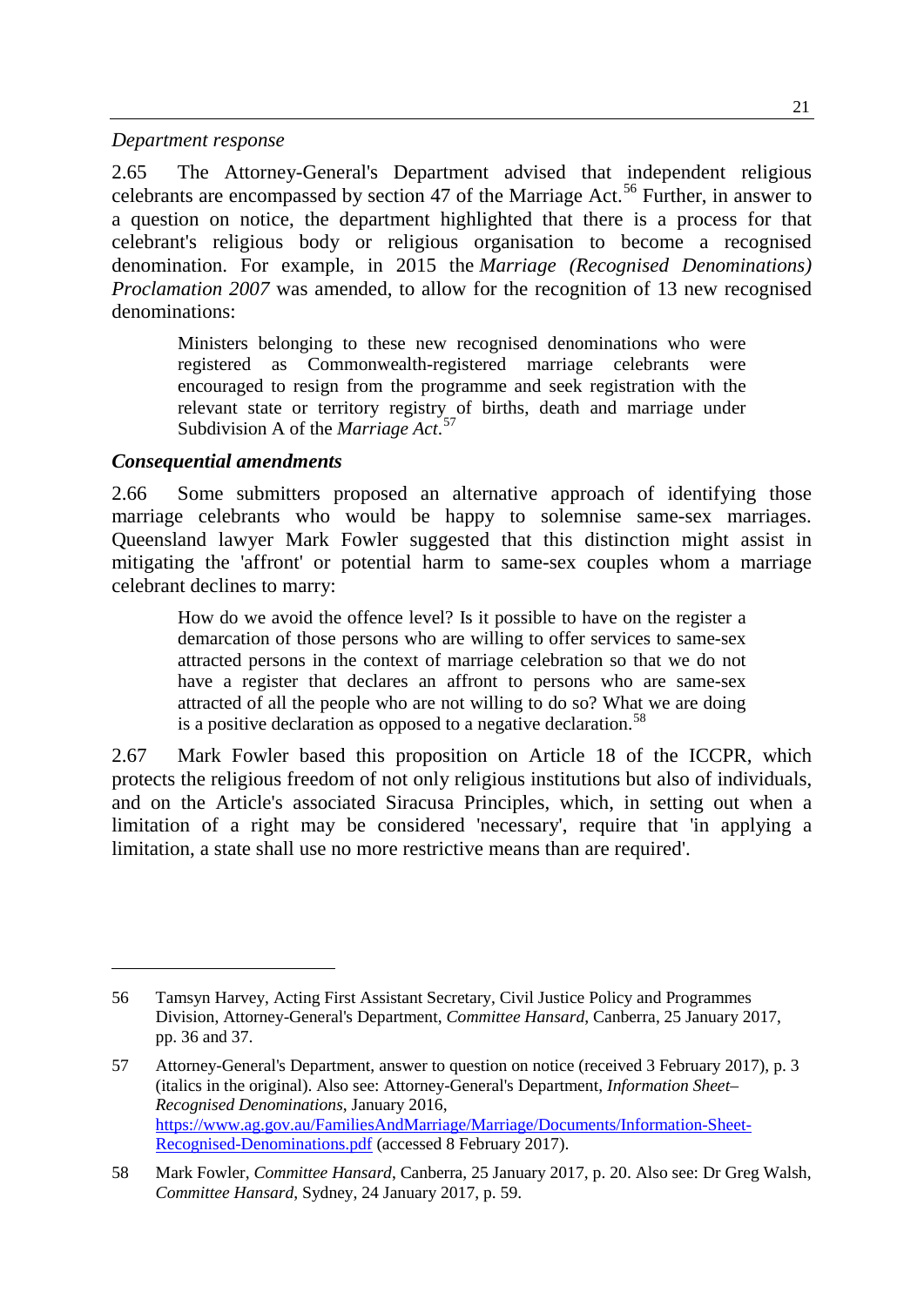*Department response*

2.65 The Attorney-General's Department advised that independent religious celebrants are encompassed by section 47 of the Marriage Act.[56] Further, in answer to a question on notice, the department highlighted that there is a process for that celebrant's religious body or religious organisation to become a recognised denomination. For example, in 2015 the *Marriage (Recognised Denominations) Proclamation 2007* was amended, to allow for the recognition of 13 new recognised denominations:

> Ministers belonging to these new recognised denominations who were registered as Commonwealth-registered marriage celebrants were encouraged to resign from the programme and seek registration with the relevant state or territory registry of births, death and marriage under Subdivision A of the *Marriage Act*.[57]

### Consequential amendments

2.66 Some submitters proposed an alternative approach of identifying those marriage celebrants who would be happy to solemnise same-sex marriages. Queensland lawyer Mark Fowler suggested that this distinction might assist in mitigating the 'affront' or potential harm to same-sex couples whom a marriage celebrant declines to marry:

> How do we avoid the offence level? Is it possible to have on the register a demarcation of those persons who are willing to offer services to same-sex attracted persons in the context of marriage celebration so that we do not have a register that declares an affront to persons who are same-sex attracted of all the people who are not willing to do so? What we are doing is a positive declaration as opposed to a negative declaration.[58]

2.67 Mark Fowler based this proposition on Article 18 of the ICCPR, which protects the religious freedom of not only religious institutions but also of individuals, and on the Article's associated Siracusa Principles, which, in setting out when a limitation of a right may be considered 'necessary', require that 'in applying a limitation, a state shall use no more restrictive means than are required'.

---

56 Tamsyn Harvey, Acting First Assistant Secretary, Civil Justice Policy and Programmes Division, Attorney-General's Department, *Committee Hansard*, Canberra, 25 January 2017, pp. 36 and 37.

57 Attorney-General's Department, answer to question on notice (received 3 February 2017), p. 3 (italics in the original). Also see: Attorney-General's Department, *Information Sheet–Recognised Denominations*, January 2016, https://www.ag.gov.au/FamiliesAndMarriage/Marriage/Documents/Information-Sheet-Recognised-Denominations.pdf (accessed 8 February 2017).

58 Mark Fowler, *Committee Hansard*, Canberra, 25 January 2017, p. 20. Also see: Dr Greg Walsh, *Committee Hansard*, Sydney, 24 January 2017, p. 59.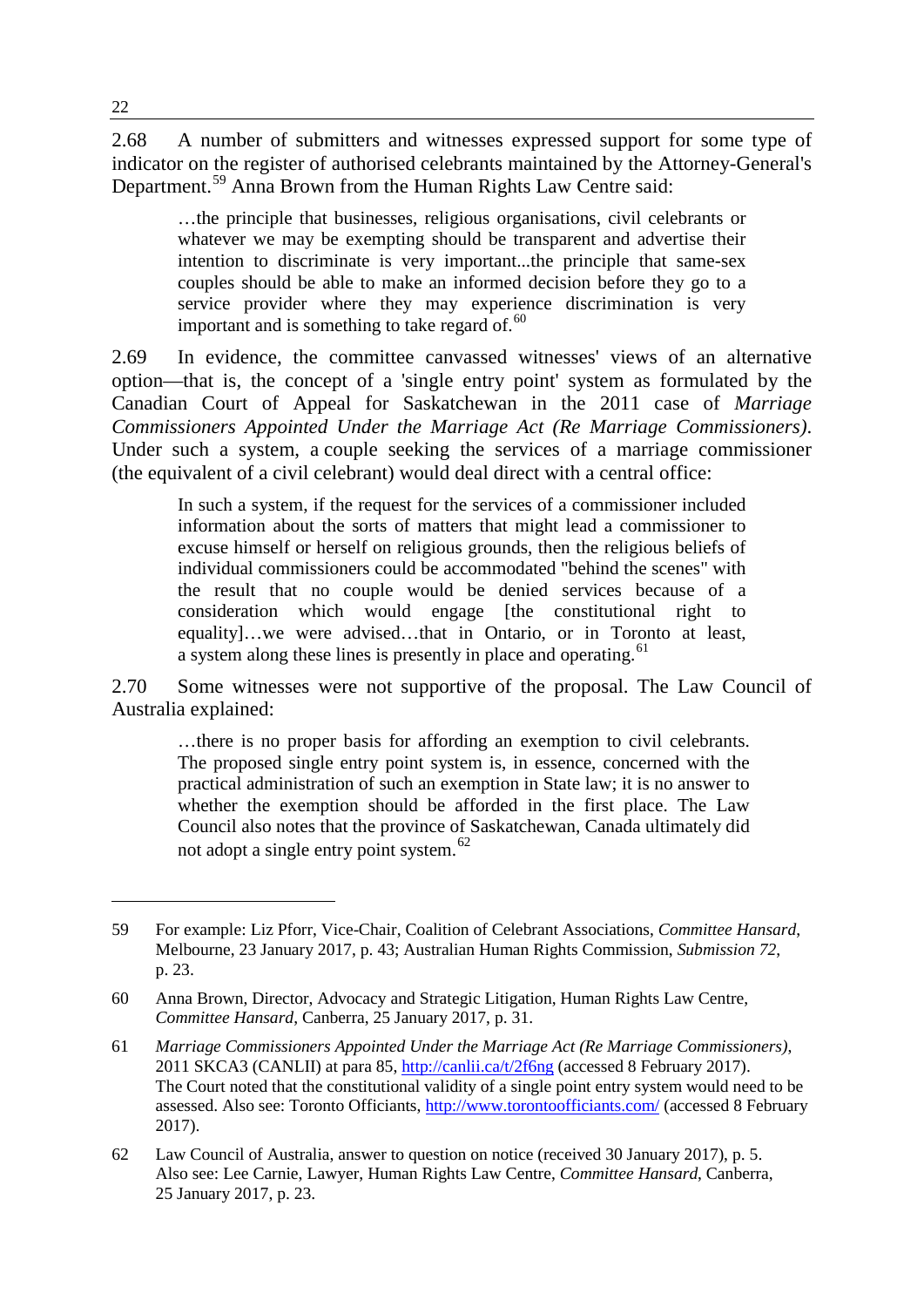2.68 A number of submitters and witnesses expressed support for some type of indicator on the register of authorised celebrants maintained by the Attorney-General's Department.[59] Anna Brown from the Human Rights Law Centre said:

> …the principle that businesses, religious organisations, civil celebrants or whatever we may be exempting should be transparent and advertise their intention to discriminate is very important...the principle that same-sex couples should be able to make an informed decision before they go to a service provider where they may experience discrimination is very important and is something to take regard of.[60]

2.69 In evidence, the committee canvassed witnesses' views of an alternative option—that is, the concept of a 'single entry point' system as formulated by the Canadian Court of Appeal for Saskatchewan in the 2011 case of *Marriage Commissioners Appointed Under the Marriage Act (Re Marriage Commissioners)*. Under such a system, a couple seeking the services of a marriage commissioner (the equivalent of a civil celebrant) would deal direct with a central office:

> In such a system, if the request for the services of a commissioner included information about the sorts of matters that might lead a commissioner to excuse himself or herself on religious grounds, then the religious beliefs of individual commissioners could be accommodated "behind the scenes" with the result that no couple would be denied services because of a consideration which would engage [the constitutional right to equality]…we were advised…that in Ontario, or in Toronto at least, a system along these lines is presently in place and operating.[61]

2.70 Some witnesses were not supportive of the proposal. The Law Council of Australia explained:

> …there is no proper basis for affording an exemption to civil celebrants. The proposed single entry point system is, in essence, concerned with the practical administration of such an exemption in State law; it is no answer to whether the exemption should be afforded in the first place. The Law Council also notes that the province of Saskatchewan, Canada ultimately did not adopt a single entry point system.[62]

---

59 For example: Liz Pforr, Vice-Chair, Coalition of Celebrant Associations, *Committee Hansard*, Melbourne, 23 January 2017, p. 43; Australian Human Rights Commission, *Submission 72*, p. 23.

60 Anna Brown, Director, Advocacy and Strategic Litigation, Human Rights Law Centre, *Committee Hansard*, Canberra, 25 January 2017, p. 31.

61 *Marriage Commissioners Appointed Under the Marriage Act (Re Marriage Commissioners)*, 2011 SKCA3 (CANLII) at para 85, http://canlii.ca/t/2f6ng (accessed 8 February 2017). The Court noted that the constitutional validity of a single point entry system would need to be assessed. Also see: Toronto Officiants, http://www.torontoofficiants.com/ (accessed 8 February 2017).

62 Law Council of Australia, answer to question on notice (received 30 January 2017), p. 5. Also see: Lee Carnie, Lawyer, Human Rights Law Centre, *Committee Hansard*, Canberra, 25 January 2017, p. 23.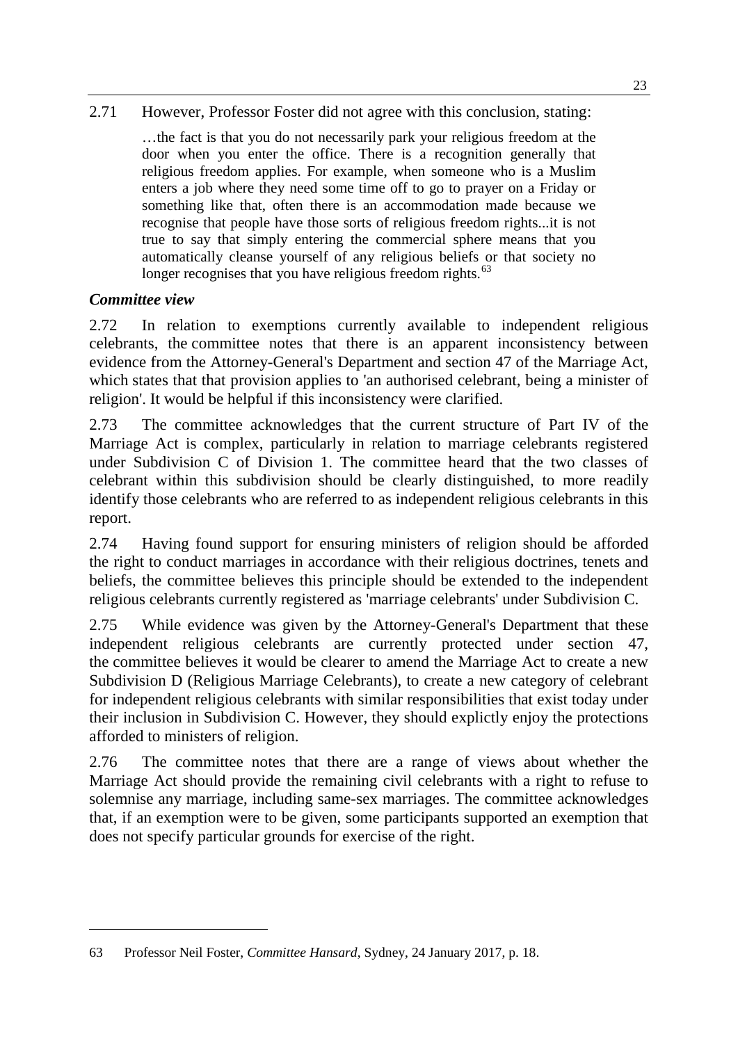2.71 However, Professor Foster did not agree with this conclusion, stating:

> …the fact is that you do not necessarily park your religious freedom at the door when you enter the office. There is a recognition generally that religious freedom applies. For example, when someone who is a Muslim enters a job where they need some time off to go to prayer on a Friday or something like that, often there is an accommodation made because we recognise that people have those sorts of religious freedom rights...it is not true to say that simply entering the commercial sphere means that you automatically cleanse yourself of any religious beliefs or that society no longer recognises that you have religious freedom rights.[63]

### *Committee view*

2.72 In relation to exemptions currently available to independent religious celebrants, the committee notes that there is an apparent inconsistency between evidence from the Attorney-General's Department and section 47 of the Marriage Act, which states that that provision applies to 'an authorised celebrant, being a minister of religion'. It would be helpful if this inconsistency were clarified.

2.73 The committee acknowledges that the current structure of Part IV of the Marriage Act is complex, particularly in relation to marriage celebrants registered under Subdivision C of Division 1. The committee heard that the two classes of celebrant within this subdivision should be clearly distinguished, to more readily identify those celebrants who are referred to as independent religious celebrants in this report.

2.74 Having found support for ensuring ministers of religion should be afforded the right to conduct marriages in accordance with their religious doctrines, tenets and beliefs, the committee believes this principle should be extended to the independent religious celebrants currently registered as 'marriage celebrants' under Subdivision C.

2.75 While evidence was given by the Attorney-General's Department that these independent religious celebrants are currently protected under section 47, the committee believes it would be clearer to amend the Marriage Act to create a new Subdivision D (Religious Marriage Celebrants), to create a new category of celebrant for independent religious celebrants with similar responsibilities that exist today under their inclusion in Subdivision C. However, they should explictly enjoy the protections afforded to ministers of religion.

2.76 The committee notes that there are a range of views about whether the Marriage Act should provide the remaining civil celebrants with a right to refuse to solemnise any marriage, including same-sex marriages. The committee acknowledges that, if an exemption were to be given, some participants supported an exemption that does not specify particular grounds for exercise of the right.

---

63 Professor Neil Foster, *Committee Hansard*, Sydney, 24 January 2017, p. 18.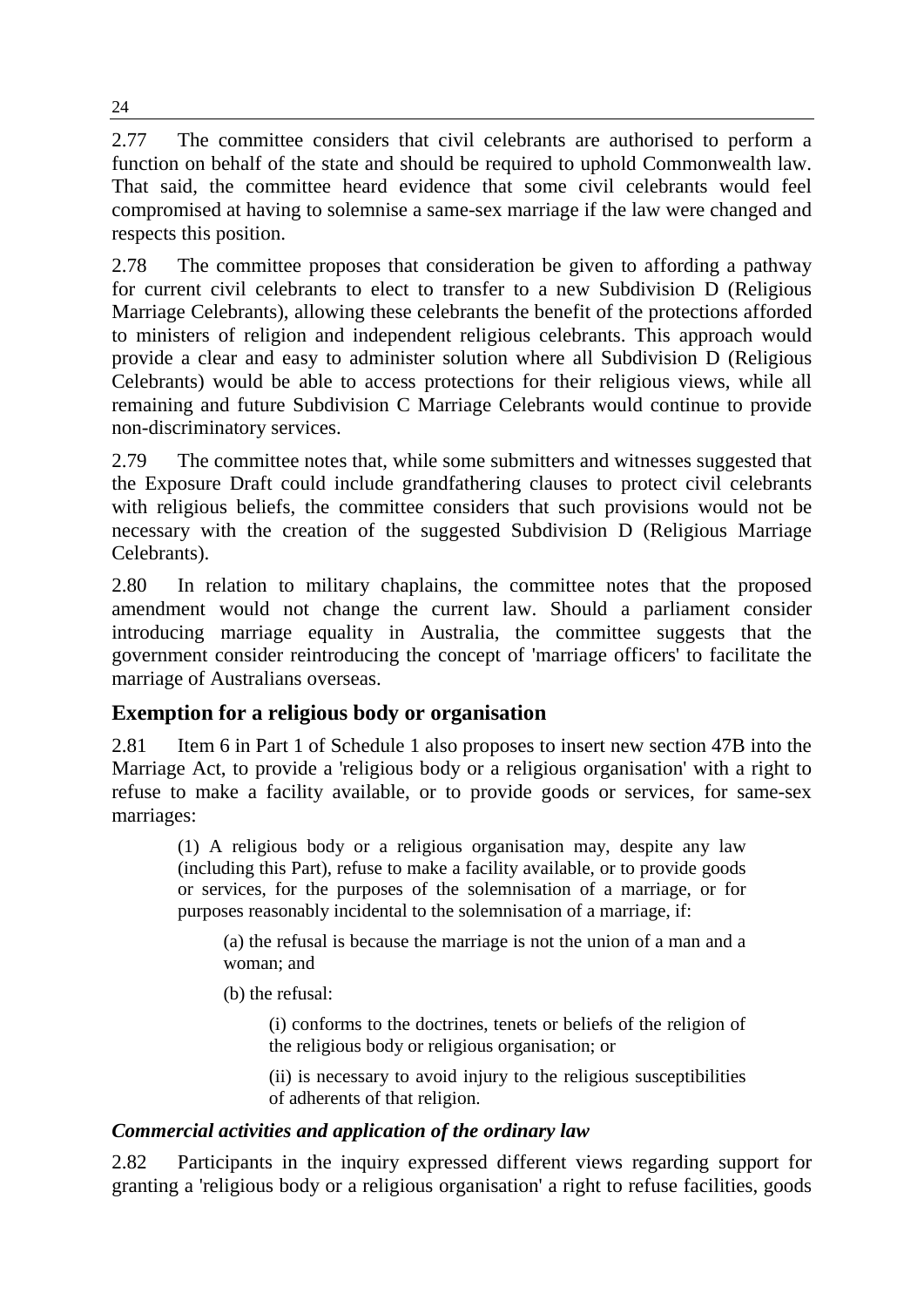2.77 The committee considers that civil celebrants are authorised to perform a function on behalf of the state and should be required to uphold Commonwealth law. That said, the committee heard evidence that some civil celebrants would feel compromised at having to solemnise a same-sex marriage if the law were changed and respects this position.

2.78 The committee proposes that consideration be given to affording a pathway for current civil celebrants to elect to transfer to a new Subdivision D (Religious Marriage Celebrants), allowing these celebrants the benefit of the protections afforded to ministers of religion and independent religious celebrants. This approach would provide a clear and easy to administer solution where all Subdivision D (Religious Celebrants) would be able to access protections for their religious views, while all remaining and future Subdivision C Marriage Celebrants would continue to provide non-discriminatory services.

2.79 The committee notes that, while some submitters and witnesses suggested that the Exposure Draft could include grandfathering clauses to protect civil celebrants with religious beliefs, the committee considers that such provisions would not be necessary with the creation of the suggested Subdivision D (Religious Marriage Celebrants).

2.80 In relation to military chaplains, the committee notes that the proposed amendment would not change the current law. Should a parliament consider introducing marriage equality in Australia, the committee suggests that the government consider reintroducing the concept of 'marriage officers' to facilitate the marriage of Australians overseas.

## Exemption for a religious body or organisation

2.81 Item 6 in Part 1 of Schedule 1 also proposes to insert new section 47B into the Marriage Act, to provide a 'religious body or a religious organisation' with a right to refuse to make a facility available, or to provide goods or services, for same-sex marriages:

> (1) A religious body or a religious organisation may, despite any law (including this Part), refuse to make a facility available, or to provide goods or services, for the purposes of the solemnisation of a marriage, or for purposes reasonably incidental to the solemnisation of a marriage, if:
>
> > (a) the refusal is because the marriage is not the union of a man and a woman; and
> >
> > (b) the refusal:
> >
> > > (i) conforms to the doctrines, tenets or beliefs of the religion of the religious body or religious organisation; or
> > >
> > > (ii) is necessary to avoid injury to the religious susceptibilities of adherents of that religion.

### *Commercial activities and application of the ordinary law*

2.82 Participants in the inquiry expressed different views regarding support for granting a 'religious body or a religious organisation' a right to refuse facilities, goods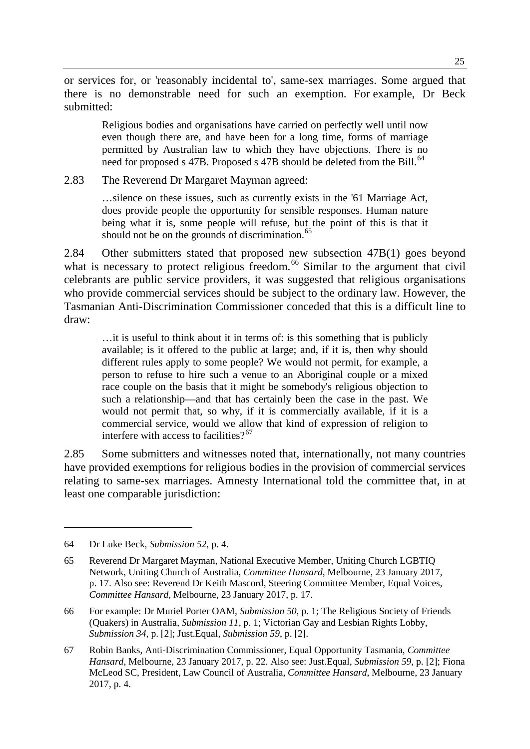or services for, or 'reasonably incidental to', same-sex marriages. Some argued that there is no demonstrable need for such an exemption. For example, Dr Beck submitted:

> Religious bodies and organisations have carried on perfectly well until now even though there are, and have been for a long time, forms of marriage permitted by Australian law to which they have objections. There is no need for proposed s 47B. Proposed s 47B should be deleted from the Bill.[64]

2.83 The Reverend Dr Margaret Mayman agreed:

> …silence on these issues, such as currently exists in the '61 Marriage Act, does provide people the opportunity for sensible responses. Human nature being what it is, some people will refuse, but the point of this is that it should not be on the grounds of discrimination.[65]

2.84 Other submitters stated that proposed new subsection 47B(1) goes beyond what is necessary to protect religious freedom.[66] Similar to the argument that civil celebrants are public service providers, it was suggested that religious organisations who provide commercial services should be subject to the ordinary law. However, the Tasmanian Anti-Discrimination Commissioner conceded that this is a difficult line to draw:

> …it is useful to think about it in terms of: is this something that is publicly available; is it offered to the public at large; and, if it is, then why should different rules apply to some people? We would not permit, for example, a person to refuse to hire such a venue to an Aboriginal couple or a mixed race couple on the basis that it might be somebody's religious objection to such a relationship—and that has certainly been the case in the past. We would not permit that, so why, if it is commercially available, if it is a commercial service, would we allow that kind of expression of religion to interfere with access to facilities?[67]

2.85 Some submitters and witnesses noted that, internationally, not many countries have provided exemptions for religious bodies in the provision of commercial services relating to same-sex marriages. Amnesty International told the committee that, in at least one comparable jurisdiction:

---

64 Dr Luke Beck, *Submission 52*, p. 4.

65 Reverend Dr Margaret Mayman, National Executive Member, Uniting Church LGBTIQ Network, Uniting Church of Australia, *Committee Hansard*, Melbourne, 23 January 2017, p. 17. Also see: Reverend Dr Keith Mascord, Steering Committee Member, Equal Voices, *Committee Hansard*, Melbourne, 23 January 2017, p. 17.

66 For example: Dr Muriel Porter OAM, *Submission 50*, p. 1; The Religious Society of Friends (Quakers) in Australia, *Submission 11*, p. 1; Victorian Gay and Lesbian Rights Lobby, *Submission 34*, p. [2]; Just.Equal, *Submission 59*, p. [2].

67 Robin Banks, Anti-Discrimination Commissioner, Equal Opportunity Tasmania, *Committee Hansard*, Melbourne, 23 January 2017, p. 22. Also see: Just.Equal, *Submission 59*, p. [2]; Fiona McLeod SC, President, Law Council of Australia, *Committee Hansard*, Melbourne, 23 January 2017, p. 4.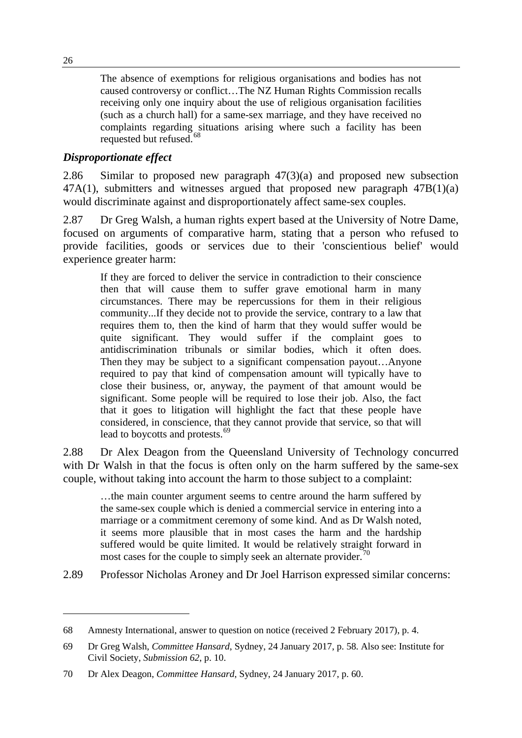> The absence of exemptions for religious organisations and bodies has not caused controversy or conflict…The NZ Human Rights Commission recalls receiving only one inquiry about the use of religious organisation facilities (such as a church hall) for a same-sex marriage, and they have received no complaints regarding situations arising where such a facility has been requested but refused.[68]

### *Disproportionate effect*

2.86 Similar to proposed new paragraph 47(3)(a) and proposed new subsection 47A(1), submitters and witnesses argued that proposed new paragraph 47B(1)(a) would discriminate against and disproportionately affect same-sex couples.

2.87 Dr Greg Walsh, a human rights expert based at the University of Notre Dame, focused on arguments of comparative harm, stating that a person who refused to provide facilities, goods or services due to their 'conscientious belief' would experience greater harm:

> If they are forced to deliver the service in contradiction to their conscience then that will cause them to suffer grave emotional harm in many circumstances. There may be repercussions for them in their religious community...If they decide not to provide the service, contrary to a law that requires them to, then the kind of harm that they would suffer would be quite significant. They would suffer if the complaint goes to antidiscrimination tribunals or similar bodies, which it often does. Then they may be subject to a significant compensation payout…Anyone required to pay that kind of compensation amount will typically have to close their business, or, anyway, the payment of that amount would be significant. Some people will be required to lose their job. Also, the fact that it goes to litigation will highlight the fact that these people have considered, in conscience, that they cannot provide that service, so that will lead to boycotts and protests.[69]

2.88 Dr Alex Deagon from the Queensland University of Technology concurred with Dr Walsh in that the focus is often only on the harm suffered by the same-sex couple, without taking into account the harm to those subject to a complaint:

> …the main counter argument seems to centre around the harm suffered by the same-sex couple which is denied a commercial service in entering into a marriage or a commitment ceremony of some kind. And as Dr Walsh noted, it seems more plausible that in most cases the harm and the hardship suffered would be quite limited. It would be relatively straight forward in most cases for the couple to simply seek an alternate provider.[70]

2.89 Professor Nicholas Aroney and Dr Joel Harrison expressed similar concerns:

---

68 Amnesty International, answer to question on notice (received 2 February 2017), p. 4.

69 Dr Greg Walsh, *Committee Hansard*, Sydney, 24 January 2017, p. 58. Also see: Institute for Civil Society, *Submission 62*, p. 10.

70 Dr Alex Deagon, *Committee Hansard*, Sydney, 24 January 2017, p. 60.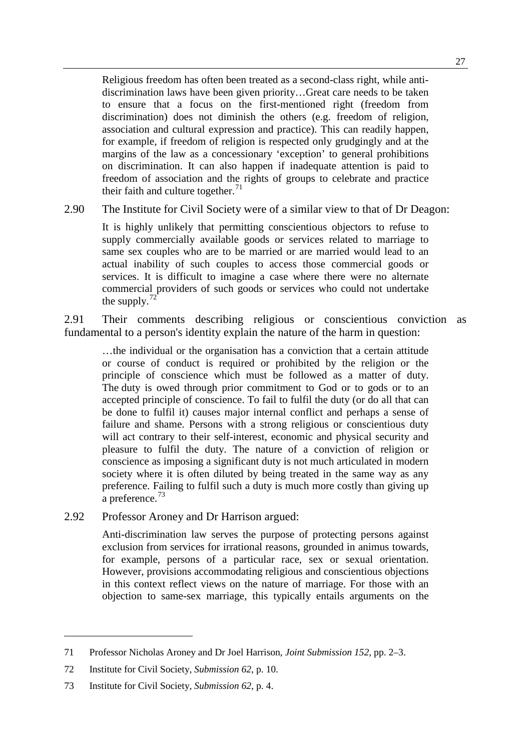> Religious freedom has often been treated as a second-class right, while anti-discrimination laws have been given priority…Great care needs to be taken to ensure that a focus on the first-mentioned right (freedom from discrimination) does not diminish the others (e.g. freedom of religion, association and cultural expression and practice). This can readily happen, for example, if freedom of religion is respected only grudgingly and at the margins of the law as a concessionary 'exception' to general prohibitions on discrimination. It can also happen if inadequate attention is paid to freedom of association and the rights of groups to celebrate and practice their faith and culture together.[71]

2.90 The Institute for Civil Society were of a similar view to that of Dr Deagon:

> It is highly unlikely that permitting conscientious objectors to refuse to supply commercially available goods or services related to marriage to same sex couples who are to be married or are married would lead to an actual inability of such couples to access those commercial goods or services. It is difficult to imagine a case where there were no alternate commercial providers of such goods or services who could not undertake the supply.[72]

2.91 Their comments describing religious or conscientious conviction as fundamental to a person's identity explain the nature of the harm in question:

> …the individual or the organisation has a conviction that a certain attitude or course of conduct is required or prohibited by the religion or the principle of conscience which must be followed as a matter of duty. The duty is owed through prior commitment to God or to gods or to an accepted principle of conscience. To fail to fulfil the duty (or do all that can be done to fulfil it) causes major internal conflict and perhaps a sense of failure and shame. Persons with a strong religious or conscientious duty will act contrary to their self-interest, economic and physical security and pleasure to fulfil the duty. The nature of a conviction of religion or conscience as imposing a significant duty is not much articulated in modern society where it is often diluted by being treated in the same way as any preference. Failing to fulfil such a duty is much more costly than giving up a preference.[73]

2.92 Professor Aroney and Dr Harrison argued:

> Anti-discrimination law serves the purpose of protecting persons against exclusion from services for irrational reasons, grounded in animus towards, for example, persons of a particular race, sex or sexual orientation. However, provisions accommodating religious and conscientious objections in this context reflect views on the nature of marriage. For those with an objection to same-sex marriage, this typically entails arguments on the

---

71 Professor Nicholas Aroney and Dr Joel Harrison, *Joint Submission 152*, pp. 2–3.

72 Institute for Civil Society, *Submission 62*, p. 10.

73 Institute for Civil Society, *Submission 62*, p. 4.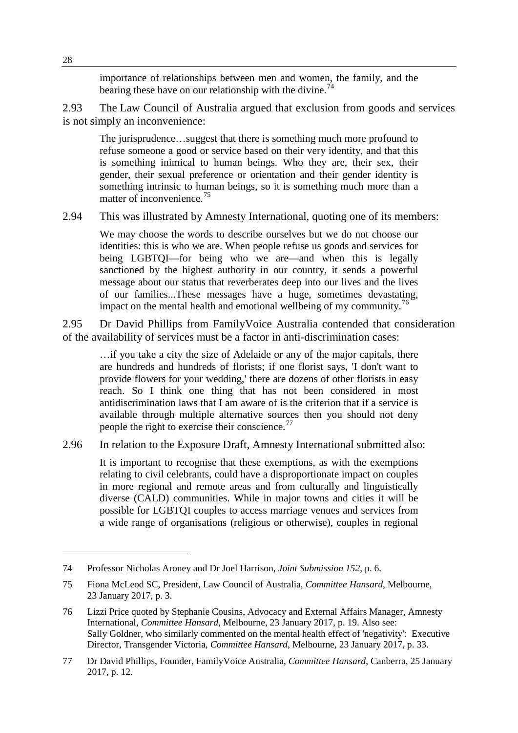> importance of relationships between men and women, the family, and the bearing these have on our relationship with the divine.[74]

2.93 The Law Council of Australia argued that exclusion from goods and services is not simply an inconvenience:

> The jurisprudence…suggest that there is something much more profound to refuse someone a good or service based on their very identity, and that this is something inimical to human beings. Who they are, their sex, their gender, their sexual preference or orientation and their gender identity is something intrinsic to human beings, so it is something much more than a matter of inconvenience.[75]

2.94 This was illustrated by Amnesty International, quoting one of its members:

> We may choose the words to describe ourselves but we do not choose our identities: this is who we are. When people refuse us goods and services for being LGBTQI—for being who we are—and when this is legally sanctioned by the highest authority in our country, it sends a powerful message about our status that reverberates deep into our lives and the lives of our families...These messages have a huge, sometimes devastating, impact on the mental health and emotional wellbeing of my community.[76]

2.95 Dr David Phillips from FamilyVoice Australia contended that consideration of the availability of services must be a factor in anti-discrimination cases:

> …if you take a city the size of Adelaide or any of the major capitals, there are hundreds and hundreds of florists; if one florist says, 'I don't want to provide flowers for your wedding,' there are dozens of other florists in easy reach. So I think one thing that has not been considered in most antidiscrimination laws that I am aware of is the criterion that if a service is available through multiple alternative sources then you should not deny people the right to exercise their conscience.[77]

2.96 In relation to the Exposure Draft, Amnesty International submitted also:

> It is important to recognise that these exemptions, as with the exemptions relating to civil celebrants, could have a disproportionate impact on couples in more regional and remote areas and from culturally and linguistically diverse (CALD) communities. While in major towns and cities it will be possible for LGBTQI couples to access marriage venues and services from a wide range of organisations (religious or otherwise), couples in regional

---

74 Professor Nicholas Aroney and Dr Joel Harrison, *Joint Submission 152*, p. 6.

75 Fiona McLeod SC, President, Law Council of Australia, *Committee Hansard*, Melbourne, 23 January 2017, p. 3.

76 Lizzi Price quoted by Stephanie Cousins, Advocacy and External Affairs Manager, Amnesty International, *Committee Hansard*, Melbourne, 23 January 2017, p. 19. Also see: Sally Goldner, who similarly commented on the mental health effect of 'negativity': Executive Director, Transgender Victoria, *Committee Hansard*, Melbourne, 23 January 2017, p. 33.

77 Dr David Phillips, Founder, FamilyVoice Australia, *Committee Hansard*, Canberra, 25 January 2017, p. 12.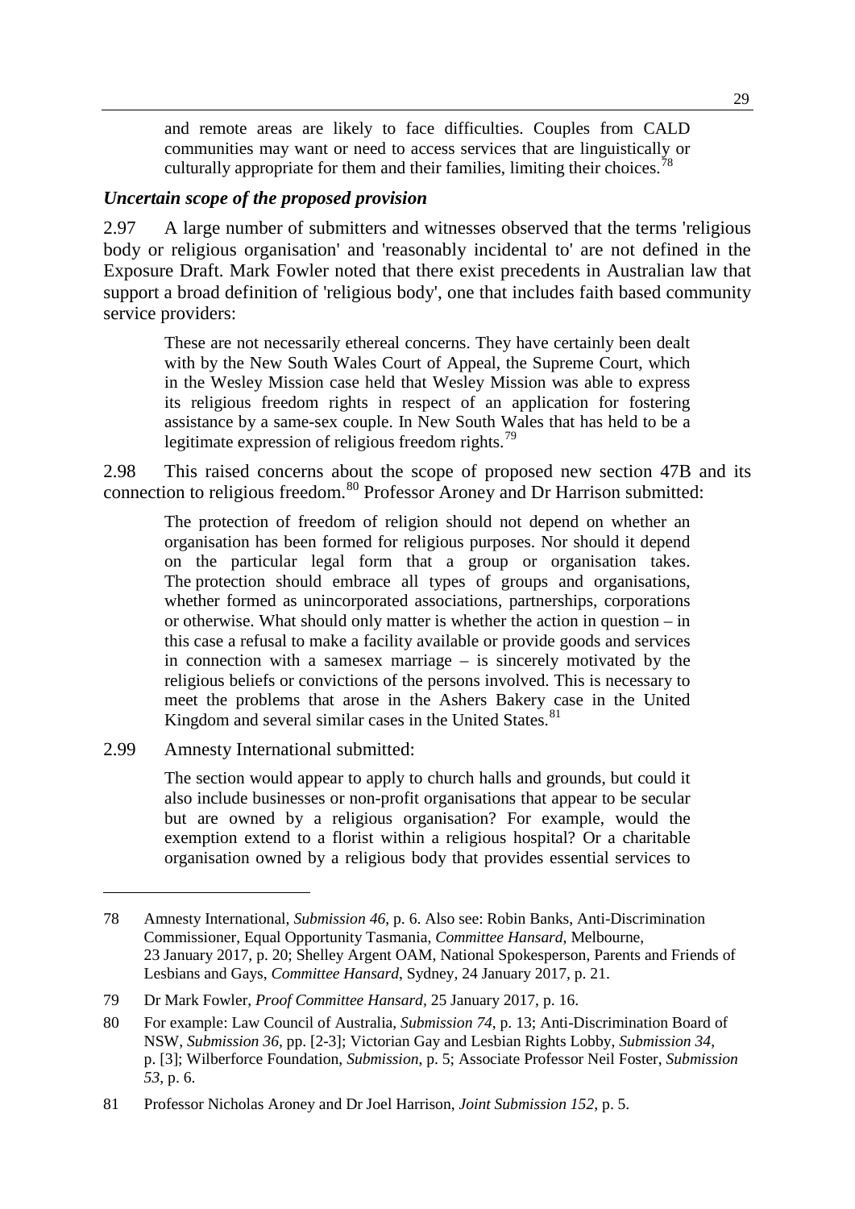> and remote areas are likely to face difficulties. Couples from CALD communities may want or need to access services that are linguistically or culturally appropriate for them and their families, limiting their choices.[78]

### *Uncertain scope of the proposed provision*

2.97 A large number of submitters and witnesses observed that the terms 'religious body or religious organisation' and 'reasonably incidental to' are not defined in the Exposure Draft. Mark Fowler noted that there exist precedents in Australian law that support a broad definition of 'religious body', one that includes faith based community service providers:

> These are not necessarily ethereal concerns. They have certainly been dealt with by the New South Wales Court of Appeal, the Supreme Court, which in the Wesley Mission case held that Wesley Mission was able to express its religious freedom rights in respect of an application for fostering assistance by a same-sex couple. In New South Wales that has held to be a legitimate expression of religious freedom rights.[79]

2.98 This raised concerns about the scope of proposed new section 47B and its connection to religious freedom.[80] Professor Aroney and Dr Harrison submitted:

> The protection of freedom of religion should not depend on whether an organisation has been formed for religious purposes. Nor should it depend on the particular legal form that a group or organisation takes. The protection should embrace all types of groups and organisations, whether formed as unincorporated associations, partnerships, corporations or otherwise. What should only matter is whether the action in question – in this case a refusal to make a facility available or provide goods and services in connection with a samesex marriage – is sincerely motivated by the religious beliefs or convictions of the persons involved. This is necessary to meet the problems that arose in the Ashers Bakery case in the United Kingdom and several similar cases in the United States.[81]

2.99 Amnesty International submitted:

> The section would appear to apply to church halls and grounds, but could it also include businesses or non-profit organisations that appear to be secular but are owned by a religious organisation? For example, would the exemption extend to a florist within a religious hospital? Or a charitable organisation owned by a religious body that provides essential services to

---

78 Amnesty International, *Submission 46*, p. 6. Also see: Robin Banks, Anti-Discrimination Commissioner, Equal Opportunity Tasmania, *Committee Hansard*, Melbourne, 23 January 2017, p. 20; Shelley Argent OAM, National Spokesperson, Parents and Friends of Lesbians and Gays, *Committee Hansard*, Sydney, 24 January 2017, p. 21.

79 Dr Mark Fowler, *Proof Committee Hansard*, 25 January 2017, p. 16.

80 For example: Law Council of Australia, *Submission 74*, p. 13; Anti-Discrimination Board of NSW, *Submission 36*, pp. [2-3]; Victorian Gay and Lesbian Rights Lobby, *Submission 34*, p. [3]; Wilberforce Foundation, *Submission*, p. 5; Associate Professor Neil Foster, *Submission 53*, p. 6.

81 Professor Nicholas Aroney and Dr Joel Harrison, *Joint Submission 152*, p. 5.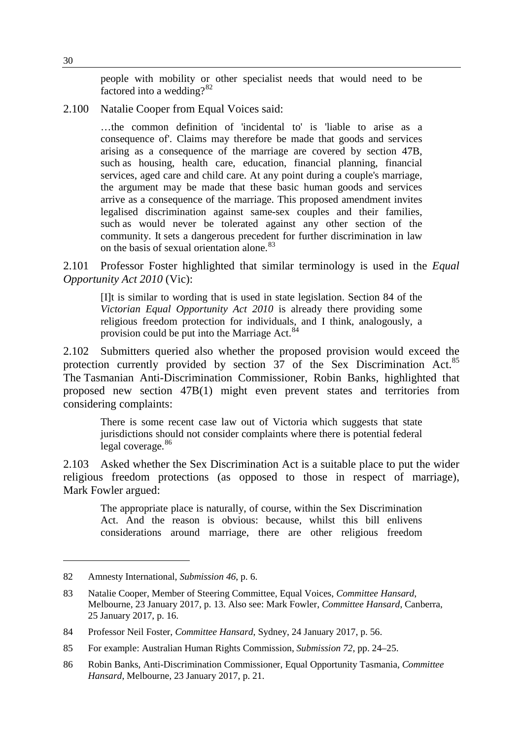> people with mobility or other specialist needs that would need to be factored into a wedding?[82]

2.100 Natalie Cooper from Equal Voices said:

> …the common definition of 'incidental to' is 'liable to arise as a consequence of'. Claims may therefore be made that goods and services arising as a consequence of the marriage are covered by section 47B, such as housing, health care, education, financial planning, financial services, aged care and child care. At any point during a couple's marriage, the argument may be made that these basic human goods and services arrive as a consequence of the marriage. This proposed amendment invites legalised discrimination against same-sex couples and their families, such as would never be tolerated against any other section of the community. It sets a dangerous precedent for further discrimination in law on the basis of sexual orientation alone.[83]

2.101 Professor Foster highlighted that similar terminology is used in the *Equal Opportunity Act 2010* (Vic):

> [I]t is similar to wording that is used in state legislation. Section 84 of the *Victorian Equal Opportunity Act 2010* is already there providing some religious freedom protection for individuals, and I think, analogously, a provision could be put into the Marriage Act.[84]

2.102 Submitters queried also whether the proposed provision would exceed the protection currently provided by section 37 of the Sex Discrimination Act.[85] The Tasmanian Anti-Discrimination Commissioner, Robin Banks, highlighted that proposed new section 47B(1) might even prevent states and territories from considering complaints:

> There is some recent case law out of Victoria which suggests that state jurisdictions should not consider complaints where there is potential federal legal coverage.[86]

2.103 Asked whether the Sex Discrimination Act is a suitable place to put the wider religious freedom protections (as opposed to those in respect of marriage), Mark Fowler argued:

> The appropriate place is naturally, of course, within the Sex Discrimination Act. And the reason is obvious: because, whilst this bill enlivens considerations around marriage, there are other religious freedom

---

82 Amnesty International, *Submission 46*, p. 6.

83 Natalie Cooper, Member of Steering Committee, Equal Voices, *Committee Hansard*, Melbourne, 23 January 2017, p. 13. Also see: Mark Fowler, *Committee Hansard*, Canberra, 25 January 2017, p. 16.

84 Professor Neil Foster, *Committee Hansard*, Sydney, 24 January 2017, p. 56.

85 For example: Australian Human Rights Commission, *Submission 72*, pp. 24–25.

86 Robin Banks, Anti-Discrimination Commissioner, Equal Opportunity Tasmania, *Committee Hansard*, Melbourne, 23 January 2017, p. 21.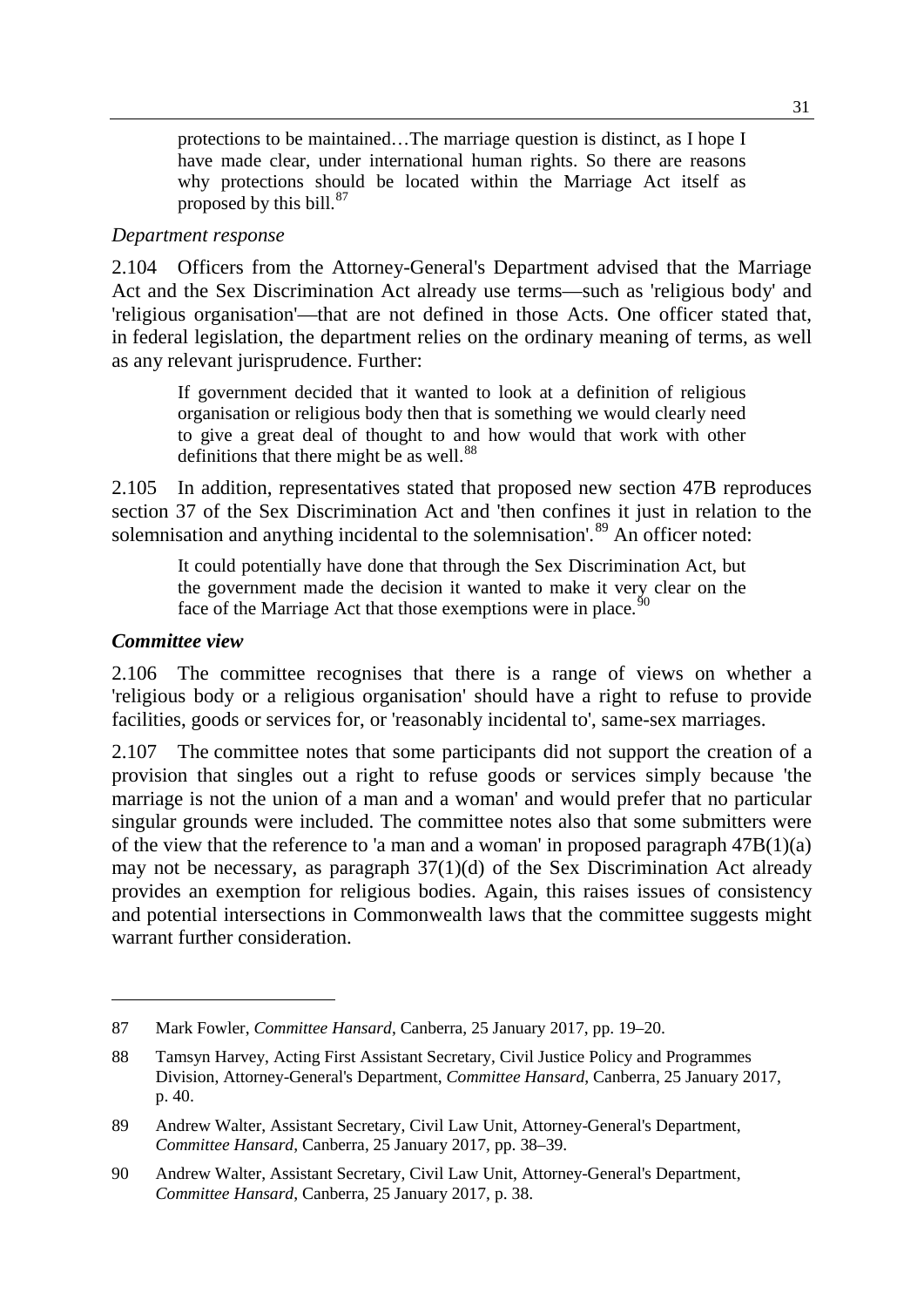> protections to be maintained…The marriage question is distinct, as I hope I have made clear, under international human rights. So there are reasons why protections should be located within the Marriage Act itself as proposed by this bill.[87]

### *Department response*

2.104 Officers from the Attorney-General's Department advised that the Marriage Act and the Sex Discrimination Act already use terms—such as 'religious body' and 'religious organisation'—that are not defined in those Acts. One officer stated that, in federal legislation, the department relies on the ordinary meaning of terms, as well as any relevant jurisprudence. Further:

> If government decided that it wanted to look at a definition of religious organisation or religious body then that is something we would clearly need to give a great deal of thought to and how would that work with other definitions that there might be as well.[88]

2.105 In addition, representatives stated that proposed new section 47B reproduces section 37 of the Sex Discrimination Act and 'then confines it just in relation to the solemnisation and anything incidental to the solemnisation'.[89] An officer noted:

> It could potentially have done that through the Sex Discrimination Act, but the government made the decision it wanted to make it very clear on the face of the Marriage Act that those exemptions were in place.[90]

### ***Committee view***

2.106 The committee recognises that there is a range of views on whether a 'religious body or a religious organisation' should have a right to refuse to provide facilities, goods or services for, or 'reasonably incidental to', same-sex marriages.

2.107 The committee notes that some participants did not support the creation of a provision that singles out a right to refuse goods or services simply because 'the marriage is not the union of a man and a woman' and would prefer that no particular singular grounds were included. The committee notes also that some submitters were of the view that the reference to 'a man and a woman' in proposed paragraph 47B(1)(a) may not be necessary, as paragraph 37(1)(d) of the Sex Discrimination Act already provides an exemption for religious bodies. Again, this raises issues of consistency and potential intersections in Commonwealth laws that the committee suggests might warrant further consideration.

---

87 Mark Fowler, *Committee Hansard*, Canberra, 25 January 2017, pp. 19–20.

88 Tamsyn Harvey, Acting First Assistant Secretary, Civil Justice Policy and Programmes Division, Attorney-General's Department, *Committee Hansard*, Canberra, 25 January 2017, p. 40.

89 Andrew Walter, Assistant Secretary, Civil Law Unit, Attorney-General's Department, *Committee Hansard*, Canberra, 25 January 2017, pp. 38–39.

90 Andrew Walter, Assistant Secretary, Civil Law Unit, Attorney-General's Department, *Committee Hansard*, Canberra, 25 January 2017, p. 38.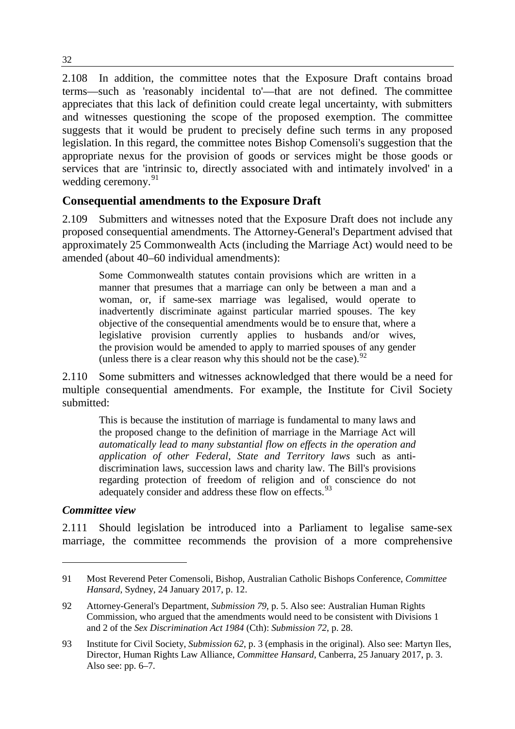2.108 In addition, the committee notes that the Exposure Draft contains broad terms—such as 'reasonably incidental to'—that are not defined. The committee appreciates that this lack of definition could create legal uncertainty, with submitters and witnesses questioning the scope of the proposed exemption. The committee suggests that it would be prudent to precisely define such terms in any proposed legislation. In this regard, the committee notes Bishop Comensoli's suggestion that the appropriate nexus for the provision of goods or services might be those goods or services that are 'intrinsic to, directly associated with and intimately involved' in a wedding ceremony.[91]

## Consequential amendments to the Exposure Draft

2.109 Submitters and witnesses noted that the Exposure Draft does not include any proposed consequential amendments. The Attorney-General's Department advised that approximately 25 Commonwealth Acts (including the Marriage Act) would need to be amended (about 40–60 individual amendments):

> Some Commonwealth statutes contain provisions which are written in a manner that presumes that a marriage can only be between a man and a woman, or, if same-sex marriage was legalised, would operate to inadvertently discriminate against particular married spouses. The key objective of the consequential amendments would be to ensure that, where a legislative provision currently applies to husbands and/or wives, the provision would be amended to apply to married spouses of any gender (unless there is a clear reason why this should not be the case).[92]

2.110 Some submitters and witnesses acknowledged that there would be a need for multiple consequential amendments. For example, the Institute for Civil Society submitted:

> This is because the institution of marriage is fundamental to many laws and the proposed change to the definition of marriage in the Marriage Act will *automatically lead to many substantial flow on effects in the operation and application of other Federal, State and Territory laws* such as anti-discrimination laws, succession laws and charity law. The Bill's provisions regarding protection of freedom of religion and of conscience do not adequately consider and address these flow on effects.[93]

### *Committee view*

2.111 Should legislation be introduced into a Parliament to legalise same-sex marriage, the committee recommends the provision of a more comprehensive

---

91 Most Reverend Peter Comensoli, Bishop, Australian Catholic Bishops Conference, *Committee Hansard*, Sydney, 24 January 2017, p. 12.

92 Attorney-General's Department, *Submission 79*, p. 5. Also see: Australian Human Rights Commission, who argued that the amendments would need to be consistent with Divisions 1 and 2 of the *Sex Discrimination Act 1984* (Cth): *Submission 72*, p. 28.

93 Institute for Civil Society, *Submission 62*, p. 3 (emphasis in the original). Also see: Martyn Iles, Director, Human Rights Law Alliance, *Committee Hansard*, Canberra, 25 January 2017, p. 3. Also see: pp. 6–7.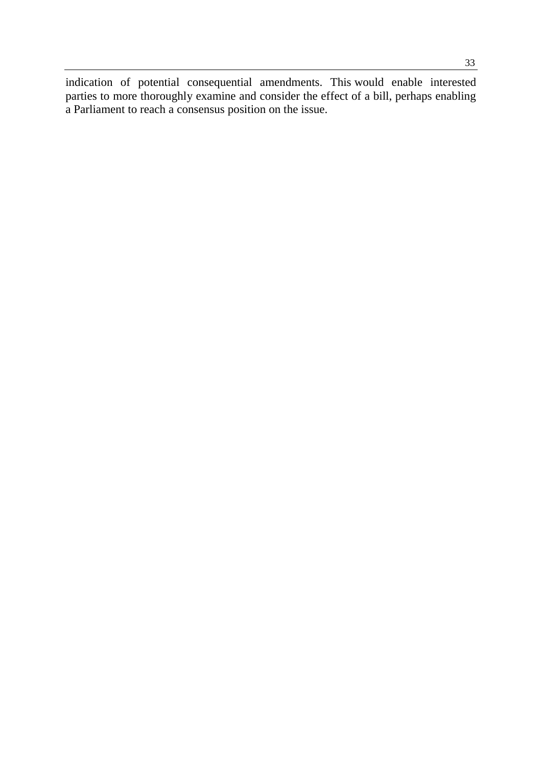indication of potential consequential amendments. This would enable interested parties to more thoroughly examine and consider the effect of a bill, perhaps enabling a Parliament to reach a consensus position on the issue.